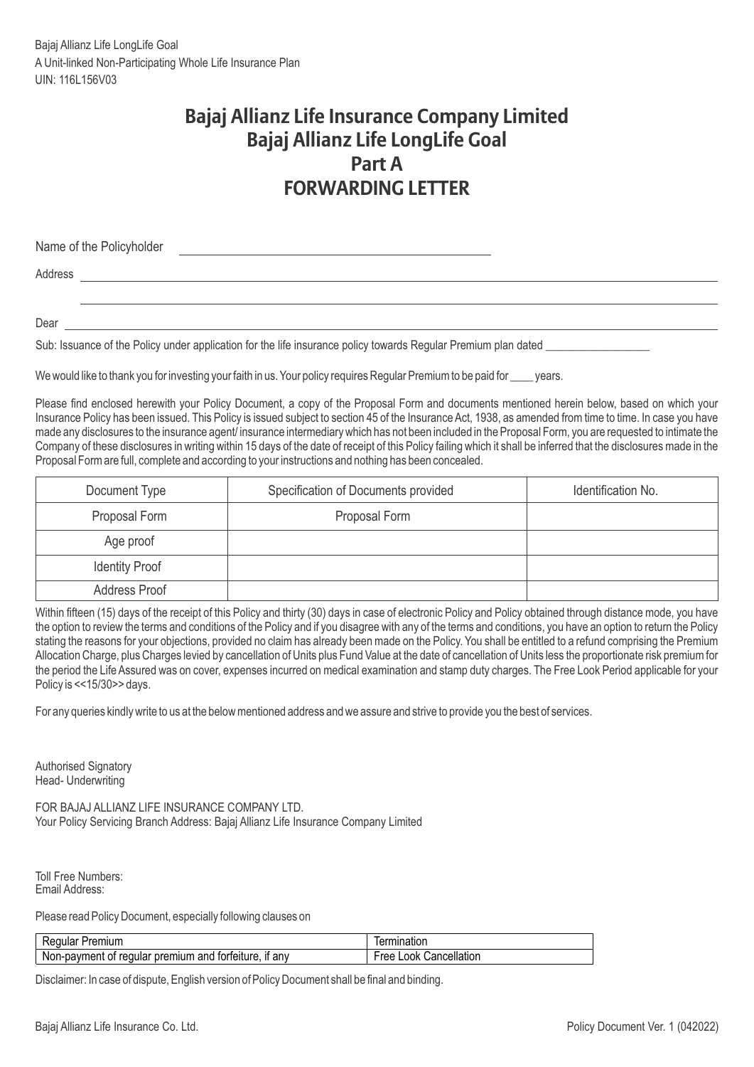Bajaj Allianz Life LongLife Goal
A Unit-linked Non-Participating Whole Life Insurance Plan
UIN: 116L156V03

# Bajaj Allianz Life Insurance Company Limited
# Bajaj Allianz Life LongLife Goal
# Part A
# FORWARDING LETTER

Name of the Policyholder ______________________________

Address ______________________________

______________________________

Dear ______________________________

Sub: Issuance of the Policy under application for the life insurance policy towards Regular Premium plan dated ________________

We would like to thank you for investing your faith in us. Your policy requires Regular Premium to be paid for ____ years.

Please find enclosed herewith your Policy Document, a copy of the Proposal Form and documents mentioned herein below, based on which your Insurance Policy has been issued. This Policy is issued subject to section 45 of the Insurance Act, 1938, as amended from time to time. In case you have made any disclosures to the insurance agent/ insurance intermediary which has not been included in the Proposal Form, you are requested to intimate the Company of these disclosures in writing within 15 days of the date of receipt of this Policy failing which it shall be inferred that the disclosures made in the Proposal Form are full, complete and according to your instructions and nothing has been concealed.

| Document Type | Specification of Documents provided | Identification No. |
|---|---|---|
| Proposal Form | Proposal Form | |
| Age proof | | |
| Identity Proof | | |
| Address Proof | | |

Within fifteen (15) days of the receipt of this Policy and thirty (30) days in case of electronic Policy and Policy obtained through distance mode, you have the option to review the terms and conditions of the Policy and if you disagree with any of the terms and conditions, you have an option to return the Policy stating the reasons for your objections, provided no claim has already been made on the Policy. You shall be entitled to a refund comprising the Premium Allocation Charge, plus Charges levied by cancellation of Units plus Fund Value at the date of cancellation of Units less the proportionate risk premium for the period the Life Assured was on cover, expenses incurred on medical examination and stamp duty charges. The Free Look Period applicable for your Policy is <<15/30>> days.

For any queries kindly write to us at the below mentioned address and we assure and strive to provide you the best of services.

Authorised Signatory
Head- Underwriting

FOR BAJAJ ALLIANZ LIFE INSURANCE COMPANY LTD.
Your Policy Servicing Branch Address: Bajaj Allianz Life Insurance Company Limited

Toll Free Numbers:
Email Address:

Please read Policy Document, especially following clauses on

| | |
|---|---|
| Regular Premium | Termination |
| Non-payment of regular premium and forfeiture, if any | Free Look Cancellation |

Disclaimer: In case of dispute, English version of Policy Document shall be final and binding.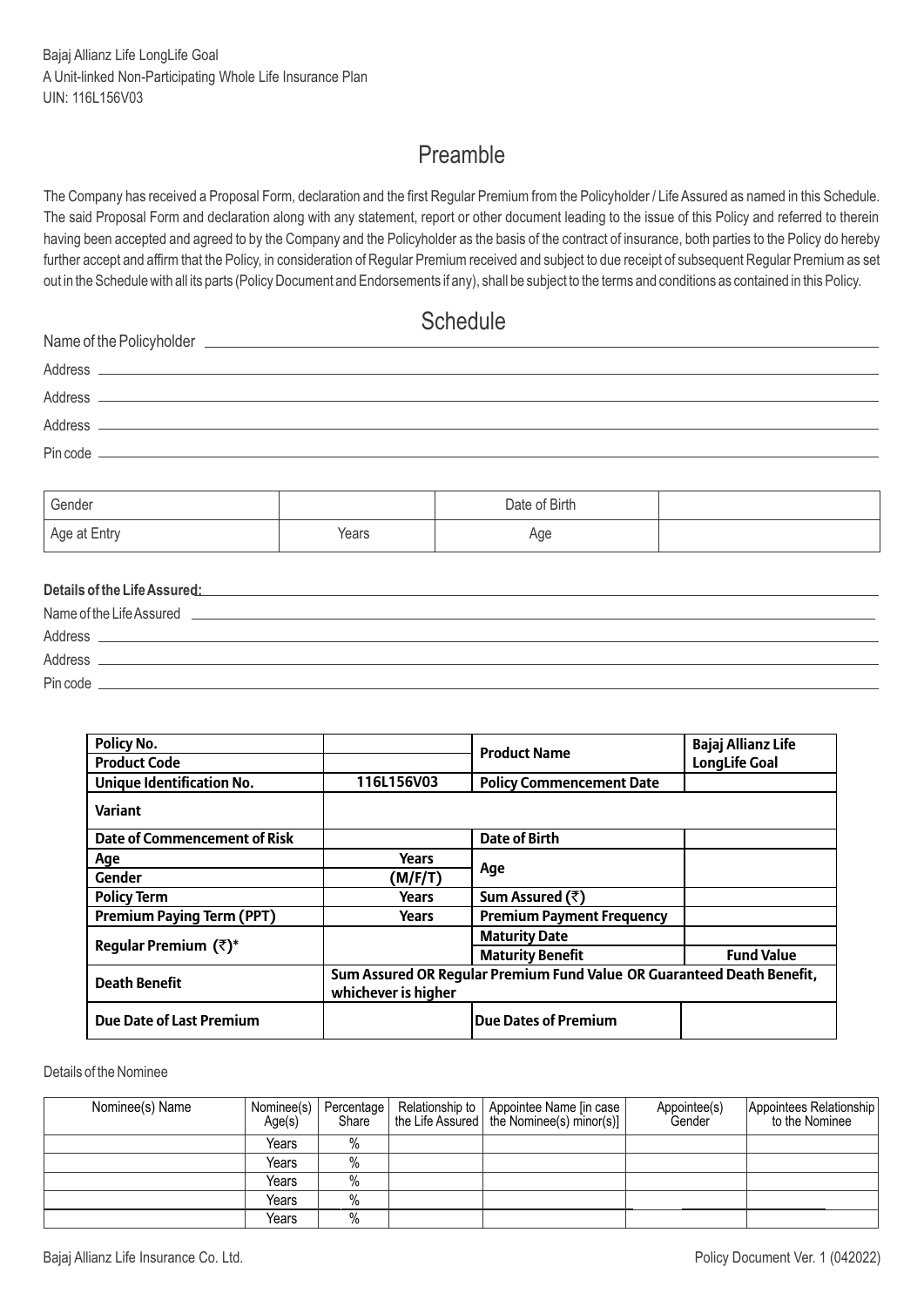Bajaj Allianz Life LongLife Goal
A Unit-linked Non-Participating Whole Life Insurance Plan
UIN: 116L156V03

# Preamble

The Company has received a Proposal Form, declaration and the first Regular Premium from the Policyholder / Life Assured as named in this Schedule. The said Proposal Form and declaration along with any statement, report or other document leading to the issue of this Policy and referred to therein having been accepted and agreed to by the Company and the Policyholder as the basis of the contract of insurance, both parties to the Policy do hereby further accept and affirm that the Policy, in consideration of Regular Premium received and subject to due receipt of subsequent Regular Premium as set out in the Schedule with all its parts (Policy Document and Endorsements if any), shall be subject to the terms and conditions as contained in this Policy.

# Schedule

Name of the Policyholder \_\_\_\_\_\_\_\_\_\_\_\_

Address \_\_\_\_\_\_\_\_\_\_\_\_

Address \_\_\_\_\_\_\_\_\_\_\_\_

Address \_\_\_\_\_\_\_\_\_\_\_\_

Pin code \_\_\_\_\_\_\_\_\_\_\_\_

| | | | |
|---|---|---|---|
| Gender | | Date of Birth | |
| Age at Entry | Years | Age | |

**Details of the Life Assured:**

Name of the Life Assured \_\_\_\_\_\_\_\_\_\_\_\_

Address \_\_\_\_\_\_\_\_\_\_\_\_

Address \_\_\_\_\_\_\_\_\_\_\_\_

Pin code \_\_\_\_\_\_\_\_\_\_\_\_

| | | | |
|---|---|---|---|
| **Policy No.** | | **Product Name** | **Bajaj Allianz Life LongLife Goal** |
| **Product Code** | | | |
| **Unique Identification No.** | **116L156V03** | **Policy Commencement Date** | |
| **Variant** | | | |
| **Date of Commencement of Risk** | | **Date of Birth** | |
| **Age** | **Years** | **Age** | |
| **Gender** | **(M/F/T)** | | |
| **Policy Term** | **Years** | **Sum Assured (₹)** | |
| **Premium Paying Term (PPT)** | **Years** | **Premium Payment Frequency** | |
| **Regular Premium (₹)*** | | **Maturity Date** | |
| | | **Maturity Benefit** | **Fund Value** |
| **Death Benefit** | **Sum Assured OR Regular Premium Fund Value OR Guaranteed Death Benefit, whichever is higher** | | |
| **Due Date of Last Premium** | | **Due Dates of Premium** | |

Details of the Nominee

| Nominee(s) Name | Nominee(s) Age(s) | Percentage Share | Relationship to the Life Assured | Appointee Name [in case the Nominee(s) minor(s)] | Appointee(s) Gender | Appointees Relationship to the Nominee |
|---|---|---|---|---|---|---|
| | Years | % | | | | |
| | Years | % | | | | |
| | Years | % | | | | |
| | Years | % | | | | |
| | Years | % | | | | |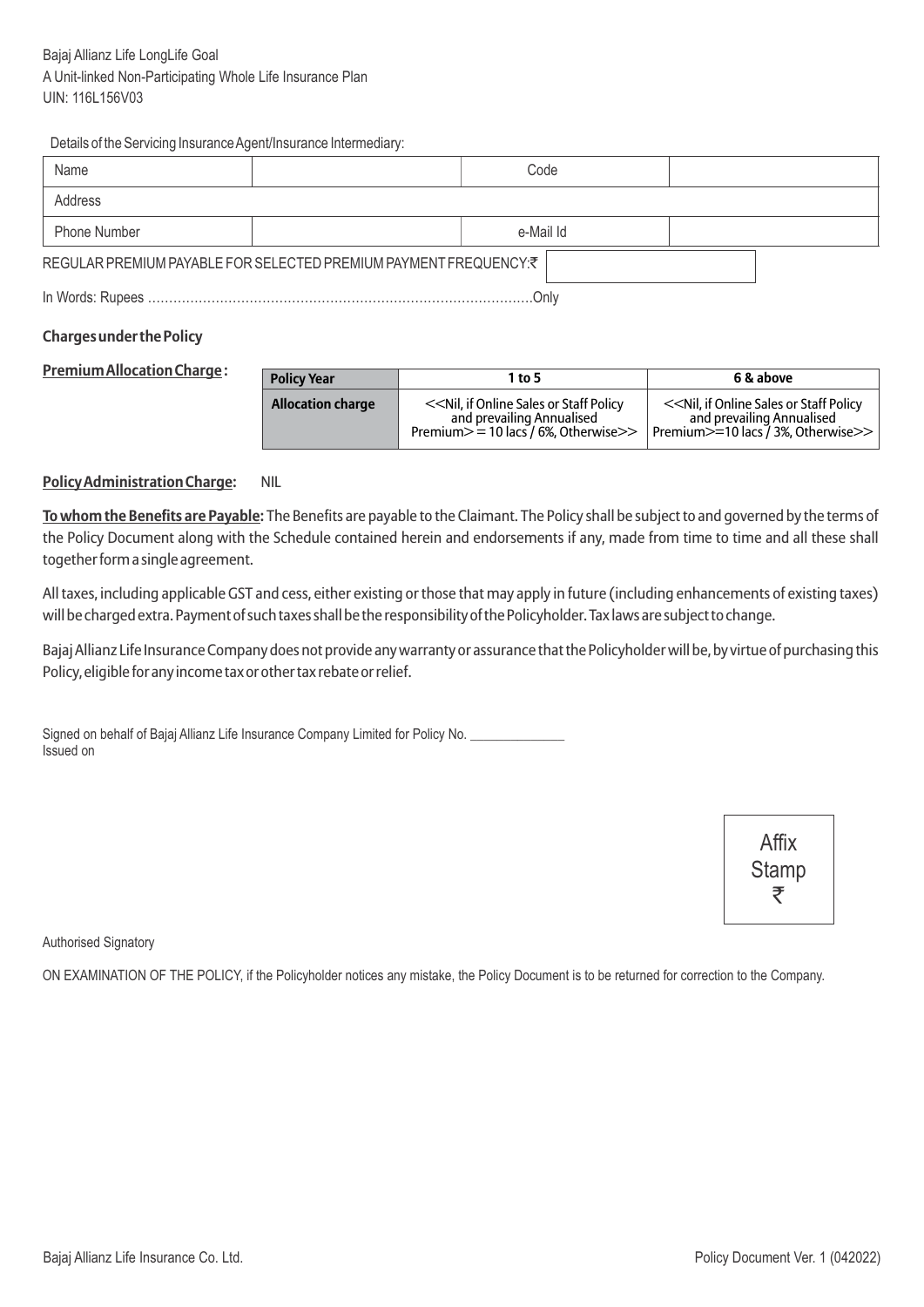Bajaj Allianz Life LongLife Goal
A Unit-linked Non-Participating Whole Life Insurance Plan
UIN: 116L156V03

Details of the Servicing Insurance Agent/Insurance Intermediary:

| | | | |
|---|---|---|---|
| Name | | Code | |
| Address | | | |
| Phone Number | | e-Mail Id | |

REGULAR PREMIUM PAYABLE FOR SELECTED PREMIUM PAYMENT FREQUENCY:₹

In Words: Rupees ……………………………………………………………………………….Only

**Charges under the Policy**

**Premium Allocation Charge :**

| Policy Year | 1 to 5 | 6 & above |
|---|---|---|
| Allocation charge | <<Nil, if Online Sales or Staff Policy and prevailing Annualised Premium> = 10 lacs / 6%, Otherwise>> | <<Nil, if Online Sales or Staff Policy and prevailing Annualised Premium>=10 lacs / 3%, Otherwise>> |

**Policy Administration Charge:** NIL

**To whom the Benefits are Payable:** The Benefits are payable to the Claimant. The Policy shall be subject to and governed by the terms of the Policy Document along with the Schedule contained herein and endorsements if any, made from time to time and all these shall together form a single agreement.

All taxes, including applicable GST and cess, either existing or those that may apply in future (including enhancements of existing taxes) will be charged extra. Payment of such taxes shall be the responsibility of the Policyholder. Tax laws are subject to change.

Bajaj Allianz Life Insurance Company does not provide any warranty or assurance that the Policyholder will be, by virtue of purchasing this Policy, eligible for any income tax or other tax rebate or relief.

Signed on behalf of Bajaj Allianz Life Insurance Company Limited for Policy No. _____________
Issued on

Affix Stamp ₹

Authorised Signatory

ON EXAMINATION OF THE POLICY, if the Policyholder notices any mistake, the Policy Document is to be returned for correction to the Company.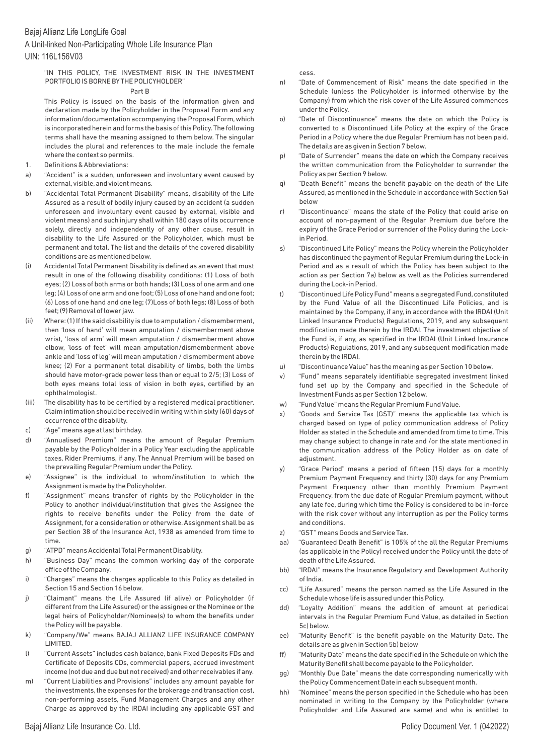"IN THIS POLICY, THE INVESTMENT RISK IN THE INVESTMENT PORTFOLIO IS BORNE BY THE POLICYHOLDER"

Part B

This Policy is issued on the basis of the information given and declaration made by the Policyholder in the Proposal Form and any information/documentation accompanying the Proposal Form, which is incorporated herein and forms the basis of this Policy. The following terms shall have the meaning assigned to them below. The singular includes the plural and references to the male include the female where the context so permits.

1. Definitions & Abbreviations:

a) "Accident" is a sudden, unforeseen and involuntary event caused by external, visible, and violent means.

b) "Accidental Total Permanent Disability" means, disability of the Life Assured as a result of bodily injury caused by an accident (a sudden unforeseen and involuntary event caused by external, visible and violent means) and such injury shall within 180 days of its occurrence solely, directly and independently of any other cause, result in disability to the Life Assured or the Policyholder, which must be permanent and total. The list and the details of the covered disability conditions are as mentioned below.

(i) Accidental Total Permanent Disability is defined as an event that must result in one of the following disability conditions: (1) Loss of both eyes; (2) Loss of both arms or both hands; (3) Loss of one arm and one leg; (4) Loss of one arm and one foot; (5) Loss of one hand and one foot; (6) Loss of one hand and one leg; (7)Loss of both legs; (8) Loss of both feet; (9) Removal of lower jaw.

(ii) Where: (1) If the said disability is due to amputation / dismemberment, then 'loss of hand' will mean amputation / dismemberment above wrist, 'loss of arm' will mean amputation / dismemberment above elbow, 'loss of feet' will mean amputation/dismemberment above ankle and 'loss of leg' will mean amputation / dismemberment above knee; (2) For a permanent total disability of limbs, both the limbs should have motor-grade power less than or equal to 2/5; (3) Loss of both eyes means total loss of vision in both eyes, certified by an ophthalmologist.

(iii) The disability has to be certified by a registered medical practitioner. Claim intimation should be received in writing within sixty (60) days of occurrence of the disability.

c) "Age" means age at last birthday.

d) "Annualised Premium" means the amount of Regular Premium payable by the Policyholder in a Policy Year excluding the applicable taxes, Rider Premiums, if any. The Annual Premium will be based on the prevailing Regular Premium under the Policy.

e) "Assignee" is the individual to whom/institution to which the Assignment is made by the Policyholder.

f) "Assignment" means transfer of rights by the Policyholder in the Policy to another individual/institution that gives the Assignee the rights to receive benefits under the Policy from the date of Assignment, for a consideration or otherwise. Assignment shall be as per Section 38 of the Insurance Act, 1938 as amended from time to time.

g) "ATPD" means Accidental Total Permanent Disability.

h) "Business Day" means the common working day of the corporate office of the Company.

i) "Charges" means the charges applicable to this Policy as detailed in Section 15 and Section 16 below.

j) "Claimant" means the Life Assured (if alive) or Policyholder (if different from the Life Assured) or the assignee or the Nominee or the legal heirs of Policyholder/Nominee(s) to whom the benefits under the Policy will be payable.

k) "Company/We" means BAJAJ ALLIANZ LIFE INSURANCE COMPANY LIMITED.

l) "Current Assets" includes cash balance, bank Fixed Deposits FDs and Certificate of Deposits CDs, commercial papers, accrued investment income (not due and due but not received) and other receivables if any.

m) "Current Liabilities and Provisions" includes any amount payable for the investments, the expenses for the brokerage and transaction cost, non-performing assets, Fund Management Charges and any other Charge as approved by the IRDAI including any applicable GST and cess.

n) "Date of Commencement of Risk" means the date specified in the Schedule (unless the Policyholder is informed otherwise by the Company) from which the risk cover of the Life Assured commences under the Policy.

o) "Date of Discontinuance" means the date on which the Policy is converted to a Discontinued Life Policy at the expiry of the Grace Period in a Policy where the due Regular Premium has not been paid. The details are as given in Section 7 below.

p) "Date of Surrender" means the date on which the Company receives the written communication from the Policyholder to surrender the Policy as per Section 9 below.

q) "Death Benefit" means the benefit payable on the death of the Life Assured, as mentioned in the Schedule in accordance with Section 5a) below

r) "Discontinuance" means the state of the Policy that could arise on account of non-payment of the Regular Premium due before the expiry of the Grace Period or surrender of the Policy during the Lock-in Period.

s) "Discontinued Life Policy" means the Policy wherein the Policyholder has discontinued the payment of Regular Premium during the Lock-in Period and as a result of which the Policy has been subject to the action as per Section 7a) below as well as the Policies surrendered during the Lock-in Period.

t) "Discontinued Life Policy Fund" means a segregated Fund, constituted by the Fund Value of all the Discontinued Life Policies, and is maintained by the Company, if any, in accordance with the IRDAI (Unit Linked Insurance Products) Regulations, 2019, and any subsequent modification made therein by the IRDAI. The investment objective of the Fund is, if any, as specified in the IRDAI (Unit Linked Insurance Products) Regulations, 2019, and any subsequent modification made therein by the IRDAI.

u) "Discontinuance Value" has the meaning as per Section 10 below.

v) "Fund" means separately identifiable segregated investment linked fund set up by the Company and specified in the Schedule of Investment Funds as per Section 12 below.

w) "Fund Value" means the Regular Premium Fund Value.

x) "Goods and Service Tax (GST)" means the applicable tax which is charged based on type of policy communication address of Policy Holder as stated in the Schedule and amended from time to time. This may change subject to change in rate and /or the state mentioned in the communication address of the Policy Holder as on date of adjustment.

y) "Grace Period" means a period of fifteen (15) days for a monthly Premium Payment Frequency and thirty (30) days for any Premium Payment Frequency other than monthly Premium Payment Frequency, from the due date of Regular Premium payment, without any late fee, during which time the Policy is considered to be in-force with the risk cover without any interruption as per the Policy terms and conditions.

z) "GST" means Goods and Service Tax.

aa) "Guaranteed Death Benefit" is 105% of the all the Regular Premiums (as applicable in the Policy) received under the Policy until the date of death of the Life Assured.

bb) "IRDAI" means the Insurance Regulatory and Development Authority of India.

cc) "Life Assured" means the person named as the Life Assured in the Schedule whose life is assured under this Policy.

dd) "Loyalty Addition" means the addition of amount at periodical intervals in the Regular Premium Fund Value, as detailed in Section 5c) below.

ee) "Maturity Benefit" is the benefit payable on the Maturity Date. The details are as given in Section 5b) below

ff) "Maturity Date" means the date specified in the Schedule on which the Maturity Benefit shall become payable to the Policyholder.

gg) "Monthly Due Date" means the date corresponding numerically with the Policy Commencement Date in each subsequent month.

hh) "Nominee" means the person specified in the Schedule who has been nominated in writing to the Company by the Policyholder (where Policyholder and Life Assured are same) and who is entitled to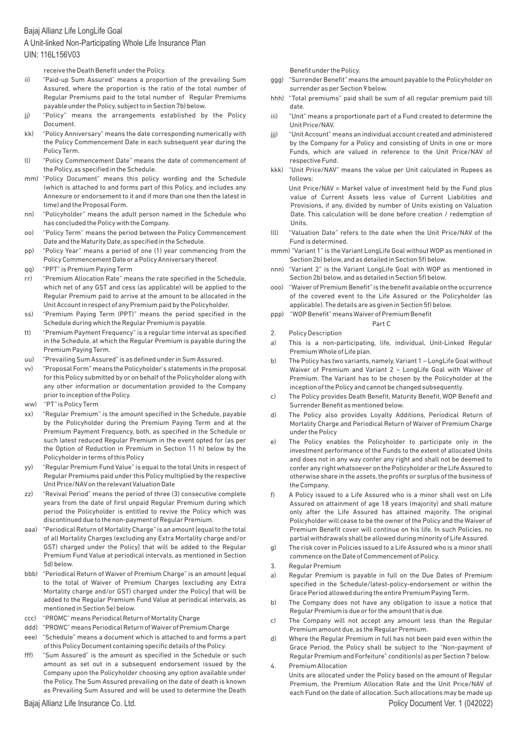receive the Death Benefit under the Policy.

ii) "Paid-up Sum Assured" means a proportion of the prevailing Sum Assured, where the proportion is the ratio of the total number of Regular Premiums paid to the total number of Regular Premiums payable under the Policy, subject to in Section 7b) below.

jj) "Policy" means the arrangements established by the Policy Document.

kk) "Policy Anniversary" means the date corresponding numerically with the Policy Commencement Date in each subsequent year during the Policy Term.

ll) "Policy Commencement Date" means the date of commencement of the Policy, as specified in the Schedule.

mm) "Policy Document" means this policy wording and the Schedule (which is attached to and forms part of this Policy, and includes any Annexure or endorsement to it and if more than one then the latest in time) and the Proposal Form.

nn) "Policyholder" means the adult person named in the Schedule who has concluded the Policy with the Company.

oo) "Policy Term" means the period between the Policy Commencement Date and the Maturity Date, as specified in the Schedule.

pp) "Policy Year" means a period of one (1) year commencing from the Policy Commencement Date or a Policy Anniversary thereof.

qq) "PPT" is Premium Paying Term

rr) "Premium Allocation Rate" means the rate specified in the Schedule, which net of any GST and cess (as applicable) will be applied to the Regular Premium paid to arrive at the amount to be allocated in the Unit Account in respect of any Premium paid by the Policyholder.

ss) "Premium Paying Term (PPT)" means the period specified in the Schedule during which the Regular Premium is payable.

tt) "Premium Payment Frequency" is a regular time interval as specified in the Schedule, at which the Regular Premium is payable during the Premium Paying Term.

uu) "Prevailing Sum Assured" is as defined under in Sum Assured.

vv) "Proposal Form" means the Policyholder's statements in the proposal for this Policy submitted by or on behalf of the Policyholder along with any other information or documentation provided to the Company prior to inception of the Policy.

ww) "PT" is Policy Term

xx) "Regular Premium" is the amount specified in the Schedule, payable by the Policyholder during the Premium Paying Term and at the Premium Payment Frequency, both, as specified in the Schedule or such latest reduced Regular Premium in the event opted for (as per the Option of Reduction in Premium in Section 11 h) below by the Policyholder in terms of this Policy

yy) "Regular Premium Fund Value" is equal to the total Units in respect of Regular Premiums paid under this Policy multiplied by the respective Unit Price/NAV on the relevant Valuation Date

zz) "Revival Period" means the period of three (3) consecutive complete years from the date of first unpaid Regular Premium during which period the Policyholder is entitled to revive the Policy which was discontinued due to the non-payment of Regular Premium.

aaa) "Periodical Return of Mortality Charge" is an amount [equal to the total of all Mortality Charges (excluding any Extra Mortality charge and/or GST) charged under the Policy] that will be added to the Regular Premium Fund Value at periodical intervals, as mentioned in Section 5d) below.

bbb) "Periodical Return of Waiver of Premium Charge" is an amount [equal to the total of Waiver of Premium Charges (excluding any Extra Mortality charge and/or GST) charged under the Policy] that will be added to the Regular Premium Fund Value at periodical intervals, as mentioned in Section 5e) below.

ccc) "PROMC" means Periodical Return of Mortality Charge

ddd) "PROWC" means Periodical Return of Waiver of Premium Charge

eee) "Schedule" means a document which is attached to and forms a part of this Policy Document containing specific details of the Policy.

fff) "Sum Assured" is the amount as specified in the Schedule or such amount as set out in a subsequent endorsement issued by the Company upon the Policyholder choosing any option available under the Policy. The Sum Assured prevailing on the date of death is known as Prevailing Sum Assured and will be used to determine the Death Benefit under the Policy.

ggg) "Surrender Benefit" means the amount payable to the Policyholder on surrender as per Section 9 below.

hhh) "Total premiums" paid shall be sum of all regular premium paid till date.

iii) "Unit" means a proportionate part of a Fund created to determine the Unit Price/NAV.

jjj) "Unit Account" means an individual account created and administered by the Company for a Policy and consisting of Units in one or more Funds, which are valued in reference to the Unit Price/NAV of respective Fund.

kkk) "Unit Price/NAV" means the value per Unit calculated in Rupees as follows:

Unit Price/NAV = Market value of investment held by the Fund plus value of Current Assets less value of Current Liabilities and Provisions, if any, divided by number of Units existing on Valuation Date. This calculation will be done before creation / redemption of Units.

lll) "Valuation Date" refers to the date when the Unit Price/NAV of the Fund is determined.

mmm) "Variant 1" is the Variant LongLife Goal without WOP as mentioned in Section 2b) below, and as detailed in Section 5f) below.

nnn) "Variant 2" is the Variant LongLife Goal with WOP as mentioned in Section 2b) below, and as detailed in Section 5f) below.

ooo) "Waiver of Premium Benefit" is the benefit available on the occurrence of the covered event to the Life Assured or the Policyholder (as applicable). The details are as given in Section 5f) below.

ppp) "WOP Benefit" means Waiver of Premium Benefit

## Part C

2. Policy Description

a) This is a non-participating, life, individual, Unit-Linked Regular Premium Whole of Life plan.

b) The Policy has two variants, namely, Variant 1 – LongLife Goal without Waiver of Premium and Variant 2 – LongLife Goal with Waiver of Premium. The Variant has to be chosen by the Policyholder at the inception of the Policy and cannot be changed subsequently.

c) The Policy provides Death Benefit, Maturity Benefit, WOP Benefit and Surrender Benefit as mentioned below.

d) The Policy also provides Loyalty Additions, Periodical Return of Mortality Charge and Periodical Return of Waiver of Premium Charge under the Policy

e) The Policy enables the Policyholder to participate only in the investment performance of the Funds to the extent of allocated Units and does not in any way confer any right and shall not be deemed to confer any right whatsoever on the Policyholder or the Life Assured to otherwise share in the assets, the profits or surplus of the business of the Company.

f) A Policy issued to a Life Assured who is a minor shall vest on Life Assured on attainment of age 18 years (majority) and shall mature only after the Life Assured has attained majority. The original Policyholder will cease to be the owner of the Policy and the Waiver of Premium Benefit cover will continue on his life. In such Policies, no partial withdrawals shall be allowed during minority of Life Assured.

g) The risk cover in Policies issued to a Life Assured who is a minor shall commence on the Date of Commencement of Policy.

3. Regular Premium

a) Regular Premium is payable in full on the Due Dates of Premium specified in the Schedule/latest-policy-endorsement or within the Grace Period allowed during the entire Premium Paying Term.

b) The Company does not have any obligation to issue a notice that Regular Premium is due or for the amount that is due.

c) The Company will not accept any amount less than the Regular Premium amount due, as the Regular Premium.

d) Where the Regular Premium in full has not been paid even within the Grace Period, the Policy shall be subject to the "Non-payment of Regular Premium and Forfeiture" condition(s) as per Section 7 below.

4. Premium Allocation

Units are allocated under the Policy based on the amount of Regular Premium, the Premium Allocation Rate and the Unit Price/NAV of each Fund on the date of allocation. Such allocations may be made up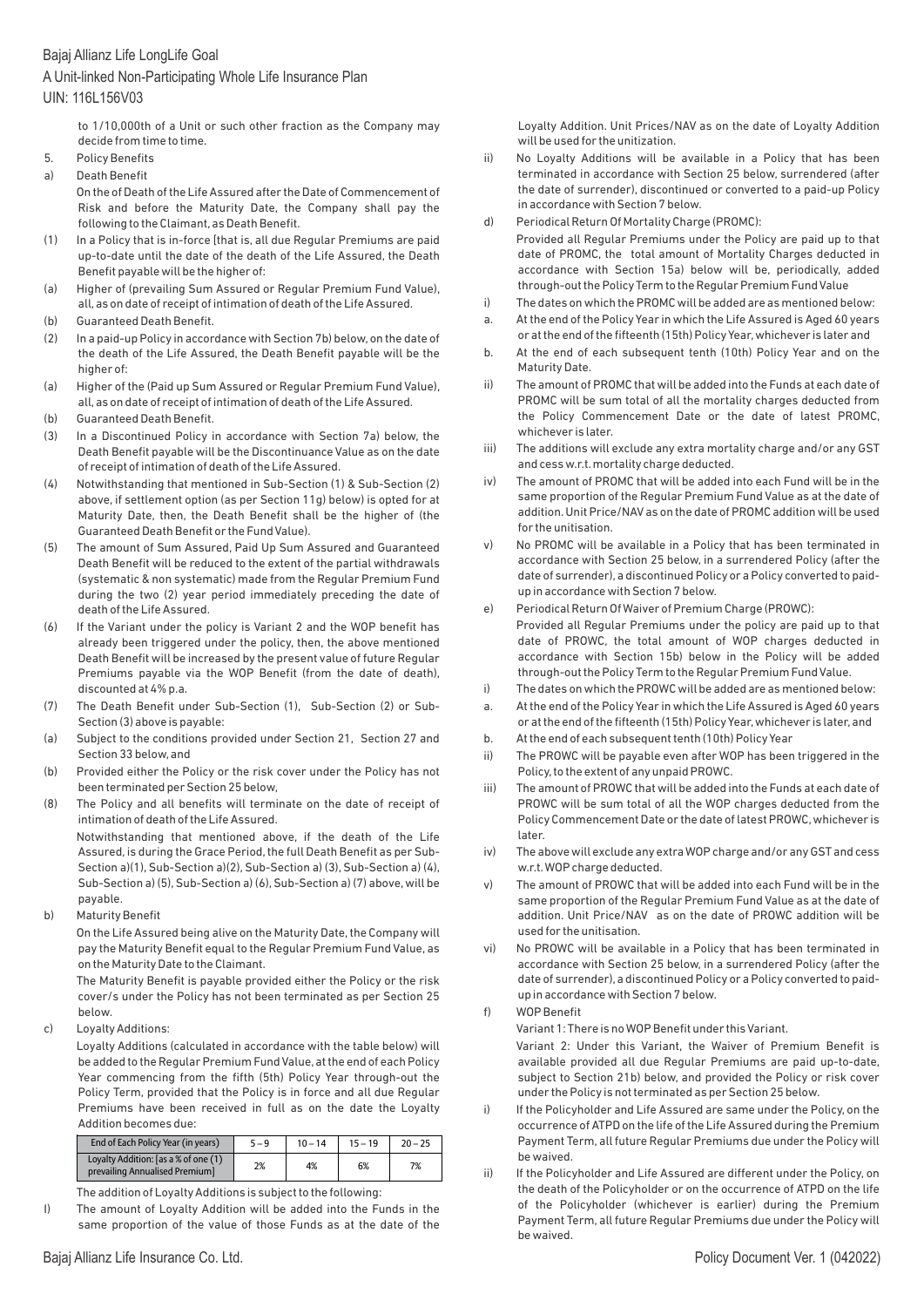to 1/10,000th of a Unit or such other fraction as the Company may decide from time to time.

5. Policy Benefits

a) Death Benefit

On the of Death of the Life Assured after the Date of Commencement of Risk and before the Maturity Date, the Company shall pay the following to the Claimant, as Death Benefit.

(1) In a Policy that is in-force [that is, all due Regular Premiums are paid up-to-date until the date of the death of the Life Assured, the Death Benefit payable will be the higher of:

(a) Higher of (prevailing Sum Assured or Regular Premium Fund Value), all, as on date of receipt of intimation of death of the Life Assured.

(b) Guaranteed Death Benefit.

(2) In a paid-up Policy in accordance with Section 7b) below, on the date of the death of the Life Assured, the Death Benefit payable will be the higher of:

(a) Higher of the (Paid up Sum Assured or Regular Premium Fund Value), all, as on date of receipt of intimation of death of the Life Assured.

(b) Guaranteed Death Benefit.

(3) In a Discontinued Policy in accordance with Section 7a) below, the Death Benefit payable will be the Discontinuance Value as on the date of receipt of intimation of death of the Life Assured.

(4) Notwithstanding that mentioned in Sub-Section (1) & Sub-Section (2) above, if settlement option (as per Section 11g) below) is opted for at Maturity Date, then, the Death Benefit shall be the higher of (the Guaranteed Death Benefit or the Fund Value).

(5) The amount of Sum Assured, Paid Up Sum Assured and Guaranteed Death Benefit will be reduced to the extent of the partial withdrawals (systematic & non systematic) made from the Regular Premium Fund during the two (2) year period immediately preceding the date of death of the Life Assured.

(6) If the Variant under the policy is Variant 2 and the WOP benefit has already been triggered under the policy, then, the above mentioned Death Benefit will be increased by the present value of future Regular Premiums payable via the WOP Benefit (from the date of death), discounted at 4% p.a.

(7) The Death Benefit under Sub-Section (1), Sub-Section (2) or Sub-Section (3) above is payable:

(a) Subject to the conditions provided under Section 21, Section 27 and Section 33 below, and

(b) Provided either the Policy or the risk cover under the Policy has not been terminated per Section 25 below,

(8) The Policy and all benefits will terminate on the date of receipt of intimation of death of the Life Assured.

Notwithstanding that mentioned above, if the death of the Life Assured, is during the Grace Period, the full Death Benefit as per Sub-Section a)(1), Sub-Section a)(2), Sub-Section a) (3), Sub-Section a) (4), Sub-Section a) (5), Sub-Section a) (6), Sub-Section a) (7) above, will be payable.

b) Maturity Benefit

On the Life Assured being alive on the Maturity Date, the Company will pay the Maturity Benefit equal to the Regular Premium Fund Value, as on the Maturity Date to the Claimant.

The Maturity Benefit is payable provided either the Policy or the risk cover/s under the Policy has not been terminated as per Section 25 below.

c) Loyalty Additions:

Loyalty Additions (calculated in accordance with the table below) will be added to the Regular Premium Fund Value, at the end of each Policy Year commencing from the fifth (5th) Policy Year through-out the Policy Term, provided that the Policy is in force and all due Regular Premiums have been received in full as on the date the Loyalty Addition becomes due:

| End of Each Policy Year (in years) | 5 – 9 | 10 – 14 | 15 – 19 | 20 – 25 |
|---|---|---|---|---|
| Loyalty Addition: [as a % of one (1) prevailing Annualised Premium] | 2% | 4% | 6% | 7% |

The addition of Loyalty Additions is subject to the following:

I) The amount of Loyalty Addition will be added into the Funds in the same proportion of the value of those Funds as at the date of the Loyalty Addition. Unit Prices/NAV as on the date of Loyalty Addition will be used for the unitization.

ii) No Loyalty Additions will be available in a Policy that has been terminated in accordance with Section 25 below, surrendered (after the date of surrender), discontinued or converted to a paid-up Policy in accordance with Section 7 below.

d) Periodical Return Of Mortality Charge (PROMC):

Provided all Regular Premiums under the Policy are paid up to that date of PROMC, the total amount of Mortality Charges deducted in accordance with Section 15a) below will be, periodically, added through-out the Policy Term to the Regular Premium Fund Value

i) The dates on which the PROMC will be added are as mentioned below:

a. At the end of the Policy Year in which the Life Assured is Aged 60 years or at the end of the fifteenth (15th) Policy Year, whichever is later and

b. At the end of each subsequent tenth (10th) Policy Year and on the Maturity Date.

ii) The amount of PROMC that will be added into the Funds at each date of PROMC will be sum total of all the mortality charges deducted from the Policy Commencement Date or the date of latest PROMC, whichever is later.

iii) The additions will exclude any extra mortality charge and/or any GST and cess w.r.t. mortality charge deducted.

iv) The amount of PROMC that will be added into each Fund will be in the same proportion of the Regular Premium Fund Value as at the date of addition. Unit Price/NAV as on the date of PROMC addition will be used for the unitisation.

v) No PROMC will be available in a Policy that has been terminated in accordance with Section 25 below, in a surrendered Policy (after the date of surrender), a discontinued Policy or a Policy converted to paid-up in accordance with Section 7 below.

e) Periodical Return Of Waiver of Premium Charge (PROWC):

Provided all Regular Premiums under the policy are paid up to that date of PROWC, the total amount of WOP charges deducted in accordance with Section 15b) below in the Policy will be added through-out the Policy Term to the Regular Premium Fund Value.

i) The dates on which the PROWC will be added are as mentioned below:

a. At the end of the Policy Year in which the Life Assured is Aged 60 years or at the end of the fifteenth (15th) Policy Year, whichever is later, and

b. At the end of each subsequent tenth (10th) Policy Year

ii) The PROWC will be payable even after WOP has been triggered in the Policy, to the extent of any unpaid PROWC.

iii) The amount of PROWC that will be added into the Funds at each date of PROWC will be sum total of all the WOP charges deducted from the Policy Commencement Date or the date of latest PROWC, whichever is later.

iv) The above will exclude any extra WOP charge and/or any GST and cess w.r.t. WOP charge deducted.

v) The amount of PROWC that will be added into each Fund will be in the same proportion of the Regular Premium Fund Value as at the date of addition. Unit Price/NAV as on the date of PROWC addition will be used for the unitisation.

vi) No PROWC will be available in a Policy that has been terminated in accordance with Section 25 below, in a surrendered Policy (after the date of surrender), a discontinued Policy or a Policy converted to paid-up in accordance with Section 7 below.

f) WOP Benefit

Variant 1: There is no WOP Benefit under this Variant.

Variant 2: Under this Variant, the Waiver of Premium Benefit is available provided all due Regular Premiums are paid up-to-date, subject to Section 21b) below, and provided the Policy or risk cover under the Policy is not terminated as per Section 25 below.

i) If the Policyholder and Life Assured are same under the Policy, on the occurrence of ATPD on the life of the Life Assured during the Premium Payment Term, all future Regular Premiums due under the Policy will be waived.

ii) If the Policyholder and Life Assured are different under the Policy, on the death of the Policyholder or on the occurrence of ATPD on the life of the Policyholder (whichever is earlier) during the Premium Payment Term, all future Regular Premiums due under the Policy will be waived.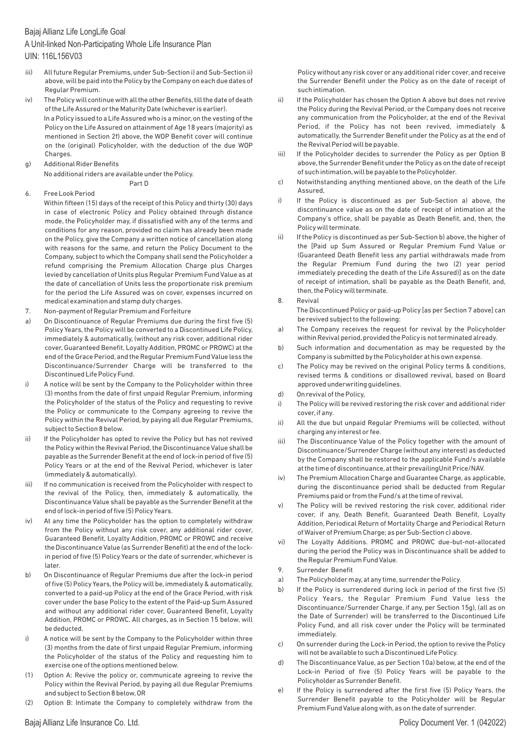iii) All future Regular Premiums, under Sub-Section i) and Sub-Section ii) above, will be paid into the Policy by the Company on each due dates of Regular Premium.

iv) The Policy will continue with all the other Benefits, till the date of death of the Life Assured or the Maturity Date (whichever is earlier). In a Policy issued to a Life Assured who is a minor, on the vesting of the Policy on the Life Assured on attainment of Age 18 years (majority) as mentioned in Section 2f) above, the WOP Benefit cover will continue on the (original) Policyholder, with the deduction of the due WOP Charges.

g) Additional Rider Benefits

No additional riders are available under the Policy.

## Part D

6. Free Look Period

Within fifteen (15) days of the receipt of this Policy and thirty (30) days in case of electronic Policy and Policy obtained through distance mode, the Policyholder may, if dissatisfied with any of the terms and conditions for any reason, provided no claim has already been made on the Policy, give the Company a written notice of cancellation along with reasons for the same, and return the Policy Document to the Company, subject to which the Company shall send the Policyholder a refund comprising the Premium Allocation Charge plus Charges levied by cancellation of Units plus Regular Premium Fund Value as at the date of cancellation of Units less the proportionate risk premium for the period the Life Assured was on cover, expenses incurred on medical examination and stamp duty charges.

7. Non-payment of Regular Premium and Forfeiture

a) On Discontinuance of Regular Premiums due during the first five (5) Policy Years, the Policy will be converted to a Discontinued Life Policy, immediately & automatically, (without any risk cover, additional rider cover, Guaranteed Benefit, Loyalty Addition, PROMC or PROWC) at the end of the Grace Period, and the Regular Premium Fund Value less the Discontinuance/Surrender Charge will be transferred to the Discontinued Life Policy Fund.

i) A notice will be sent by the Company to the Policyholder within three (3) months from the date of first unpaid Regular Premium, informing the Policyholder of the status of the Policy and requesting to revive the Policy or communicate to the Company agreeing to revive the Policy within the Revival Period, by paying all due Regular Premiums, subject to Section 8 below.

ii) If the Policyholder has opted to revive the Policy but has not revived the Policy within the Revival Period, the Discontinuance Value shall be payable as the Surrender Benefit at the end of lock-in period of five (5) Policy Years or at the end of the Revival Period, whichever is later (immediately & automatically).

iii) If no communication is received from the Policyholder with respect to the revival of the Policy, then, immediately & automatically, the Discontinuance Value shall be payable as the Surrender Benefit at the end of lock-in period of five (5) Policy Years.

iv) At any time the Policyholder has the option to completely withdraw from the Policy without any risk cover, any additional rider cover, Guaranteed Benefit, Loyalty Addition, PROMC or PROWC and receive the Discontinuance Value (as Surrender Benefit) at the end of the lock-in period of five (5) Policy Years or the date of surrender, whichever is later.

b) On Discontinuance of Regular Premiums due after the lock-in period of five (5) Policy Years, the Policy will be, immediately & automatically, converted to a paid-up Policy at the end of the Grace Period, with risk cover under the base Policy to the extent of the Paid-up Sum Assured and without any additional rider cover, Guaranteed Benefit, Loyalty Addition, PROMC or PROWC. All charges, as in Section 15 below, will be deducted.

i) A notice will be sent by the Company to the Policyholder within three (3) months from the date of first unpaid Regular Premium, informing the Policyholder of the status of the Policy and requesting him to exercise one of the options mentioned below.

(1) Option A: Revive the policy or, communicate agreeing to revive the Policy within the Revival Period, by paying all due Regular Premiums and subject to Section 8 below, OR

(2) Option B: Intimate the Company to completely withdraw from the Policy without any risk cover or any additional rider cover, and receive the Surrender Benefit under the Policy as on the date of receipt of such intimation.

ii) If the Policyholder has chosen the Option A above but does not revive the Policy during the Revival Period, or the Company does not receive any communication from the Policyholder, at the end of the Revival Period, if the Policy has not been revived, immediately & automatically, the Surrender Benefit under the Policy as at the end of the Revival Period will be payable.

iii) If the Policyholder decides to surrender the Policy as per Option B above, the Surrender Benefit under the Policy as on the date of receipt of such intimation, will be payable to the Policyholder.

c) Notwithstanding anything mentioned above, on the death of the Life Assured,

i) If the Policy is discontinued as per Sub-Section a) above, the discontinuance value as on the date of receipt of intimation at the Company's office, shall be payable as Death Benefit, and, then, the Policy will terminate.

ii) If the Policy is discontinued as per Sub-Section b) above, the higher of the [Paid up Sum Assured or Regular Premium Fund Value or (Guaranteed Death Benefit less any partial withdrawals made from the Regular Premium Fund during the two (2) year period immediately preceding the death of the Life Assured)] as on the date of receipt of intimation, shall be payable as the Death Benefit, and, then, the Policy will terminate.

8. Revival

The Discontinued Policy or paid-up Policy [as per Section 7 above] can be revived subject to the following:

a) The Company receives the request for revival by the Policyholder within Revival period, provided the Policy is not terminated already.

b) Such information and documentation as may be requested by the Company is submitted by the Policyholder at his own expense.

c) The Policy may be revived on the original Policy terms & conditions, revised terms & conditions or disallowed revival, based on Board approved underwriting guidelines.

d) On revival of the Policy,

i) The Policy will be revived restoring the risk cover and additional rider cover, if any.

ii) All the due but unpaid Regular Premiums will be collected, without charging any interest or fee.

iii) The Discontinuance Value of the Policy together with the amount of Discontinuance/Surrender Charge (without any interest) as deducted by the Company shall be restored to the applicable Fund/s available at the time of discontinuance, at their prevailingUnit Price/NAV.

iv) The Premium Allocation Charge and Guarantee Charge, as applicable, during the discontinuance period shall be deducted from Regular Premiums paid or from the Fund/s at the time of revival.

v) The Policy will be revived restoring the risk cover, additional rider cover, if any, Death Benefit, Guaranteed Death Benefit, Loyalty Addition, Periodical Return of Mortality Charge and Periodical Return of Waiver of Premium Charge; as per Sub-Section c) above.

vi) The Loyalty Additions. PROMC and PROWC due-but-not-allocated during the period the Policy was in Discontinuance shall be added to the Regular Premium Fund Value.

9. Surrender Benefit

a) The Policyholder may, at any time, surrender the Policy.

b) If the Policy is surrendered during lock in period of the first five (5) Policy Years, the Regular Premium Fund Value less the Discontinuance/Surrender Charge, if any, per Section 15g), (all as on the Date of Surrender) will be transferred to the Discontinued Life Policy Fund, and all risk cover under the Policy will be terminated immediately.

c) On surrender during the Lock-in Period, the option to revive the Policy will not be available to such a Discontinued Life Policy.

d) The Discontinuance Value, as per Section 10a) below, at the end of the Lock-in Period of five (5) Policy Years will be payable to the Policyholder as Surrender Benefit.

e) If the Policy is surrendered after the first five (5) Policy Years, the Surrender Benefit payable to the Policyholder will be Regular Premium Fund Value along with, as on the date of surrender.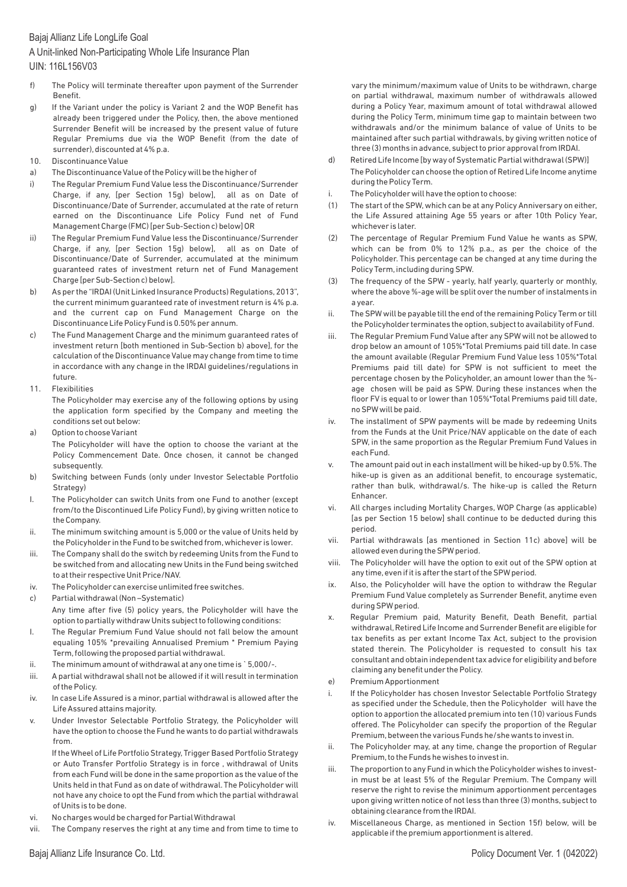f) The Policy will terminate thereafter upon payment of the Surrender Benefit.

g) If the Variant under the policy is Variant 2 and the WOP Benefit has already been triggered under the Policy, then, the above mentioned Surrender Benefit will be increased by the present value of future Regular Premiums due via the WOP Benefit (from the date of surrender), discounted at 4% p.a.

10. Discontinuance Value

a) The Discontinuance Value of the Policy will be the higher of

i) The Regular Premium Fund Value less the Discontinuance/Surrender Charge, if any, [per Section 15g) below], all as on Date of Discontinuance/Date of Surrender, accumulated at the rate of return earned on the Discontinuance Life Policy Fund net of Fund Management Charge (FMC) [per Sub-Section c) below] OR

ii) The Regular Premium Fund Value less the Discontinuance/Surrender Charge, if any, [per Section 15g) below], all as on Date of Discontinuance/Date of Surrender, accumulated at the minimum guaranteed rates of investment return net of Fund Management Charge [per Sub-Section c) below].

b) As per the "IRDAI (Unit Linked Insurance Products) Regulations, 2013", the current minimum guaranteed rate of investment return is 4% p.a. and the current cap on Fund Management Charge on the Discontinuance Life Policy Fund is 0.50% per annum.

c) The Fund Management Charge and the minimum guaranteed rates of investment return [both mentioned in Sub-Section b) above], for the calculation of the Discontinuance Value may change from time to time in accordance with any change in the IRDAI guidelines/regulations in future.

11. Flexibilities

The Policyholder may exercise any of the following options by using the application form specified by the Company and meeting the conditions set out below:

a) Option to choose Variant

The Policyholder will have the option to choose the variant at the Policy Commencement Date. Once chosen, it cannot be changed subsequently.

b) Switching between Funds (only under Investor Selectable Portfolio Strategy)

I. The Policyholder can switch Units from one Fund to another (except from/to the Discontinued Life Policy Fund), by giving written notice to the Company.

ii. The minimum switching amount is 5,000 or the value of Units held by the Policyholder in the Fund to be switched from, whichever is lower.

iii. The Company shall do the switch by redeeming Units from the Fund to be switched from and allocating new Units in the Fund being switched to at their respective Unit Price/NAV.

iv. The Policyholder can exercise unlimited free switches.

c) Partial withdrawal (Non –Systematic)

Any time after five (5) policy years, the Policyholder will have the option to partially withdraw Units subject to following conditions:

I. The Regular Premium Fund Value should not fall below the amount equaling 105% *prevailing Annualised Premium * Premium Paying Term, following the proposed partial withdrawal.

ii. The minimum amount of withdrawal at any one time is ` 5,000/-.

iii. A partial withdrawal shall not be allowed if it will result in termination of the Policy.

iv. In case Life Assured is a minor, partial withdrawal is allowed after the Life Assured attains majority.

v. Under Investor Selectable Portfolio Strategy, the Policyholder will have the option to choose the Fund he wants to do partial withdrawals from.

If the Wheel of Life Portfolio Strategy, Trigger Based Portfolio Strategy or Auto Transfer Portfolio Strategy is in force , withdrawal of Units from each Fund will be done in the same proportion as the value of the Units held in that Fund as on date of withdrawal. The Policyholder will not have any choice to opt the Fund from which the partial withdrawal of Units is to be done.

vi. No charges would be charged for Partial Withdrawal

vii. The Company reserves the right at any time and from time to time to vary the minimum/maximum value of Units to be withdrawn, charge on partial withdrawal, maximum number of withdrawals allowed during a Policy Year, maximum amount of total withdrawal allowed during the Policy Term, minimum time gap to maintain between two withdrawals and/or the minimum balance of value of Units to be maintained after such partial withdrawals, by giving written notice of three (3) months in advance, subject to prior approval from IRDAI.

d) Retired Life Income [by way of Systematic Partial withdrawal (SPW)]

The Policyholder can choose the option of Retired Life Income anytime during the Policy Term.

i. The Policyholder will have the option to choose:

(1) The start of the SPW, which can be at any Policy Anniversary on either, the Life Assured attaining Age 55 years or after 10th Policy Year, whichever is later.

(2) The percentage of Regular Premium Fund Value he wants as SPW, which can be from 0% to 12% p.a., as per the choice of the Policyholder. This percentage can be changed at any time during the Policy Term, including during SPW.

(3) The frequency of the SPW - yearly, half yearly, quarterly or monthly, where the above %-age will be split over the number of instalments in a year.

ii. The SPW will be payable till the end of the remaining Policy Term or till the Policyholder terminates the option, subject to availability of Fund.

iii. The Regular Premium Fund Value after any SPW will not be allowed to drop below an amount of 105%*Total Premiums paid till date. In case the amount available (Regular Premium Fund Value less 105%*Total Premiums paid till date) for SPW is not sufficient to meet the percentage chosen by the Policyholder, an amount lower than the %-age chosen will be paid as SPW. During these instances when the floor FV is equal to or lower than 105%*Total Premiums paid till date, no SPW will be paid.

iv. The installment of SPW payments will be made by redeeming Units from the Funds at the Unit Price/NAV applicable on the date of each SPW, in the same proportion as the Regular Premium Fund Values in each Fund.

v. The amount paid out in each installment will be hiked-up by 0.5%. The hike-up is given as an additional benefit, to encourage systematic, rather than bulk, withdrawal/s. The hike-up is called the Return Enhancer.

vi. All charges including Mortality Charges, WOP Charge (as applicable) [as per Section 15 below] shall continue to be deducted during this period.

vii. Partial withdrawals [as mentioned in Section 11c) above] will be allowed even during the SPW period.

viii. The Policyholder will have the option to exit out of the SPW option at any time, even if it is after the start of the SPW period.

ix. Also, the Policyholder will have the option to withdraw the Regular Premium Fund Value completely as Surrender Benefit, anytime even during SPW period.

x. Regular Premium paid, Maturity Benefit, Death Benefit, partial withdrawal, Retired Life Income and Surrender Benefit are eligible for tax benefits as per extant Income Tax Act, subject to the provision stated therein. The Policyholder is requested to consult his tax consultant and obtain independent tax advice for eligibility and before claiming any benefit under the Policy.

e) Premium Apportionment

i. If the Policyholder has chosen Investor Selectable Portfolio Strategy as specified under the Schedule, then the Policyholder will have the option to apportion the allocated premium into ten (10) various Funds offered. The Policyholder can specify the proportion of the Regular Premium, between the various Funds he/she wants to invest in.

ii. The Policyholder may, at any time, change the proportion of Regular Premium, to the Funds he wishes to invest in.

iii. The proportion to any Fund in which the Policyholder wishes to invest-in must be at least 5% of the Regular Premium. The Company will reserve the right to revise the minimum apportionment percentages upon giving written notice of not less than three (3) months, subject to obtaining clearance from the IRDAI.

iv. Miscellaneous Charge, as mentioned in Section 15f) below, will be applicable if the premium apportionment is altered.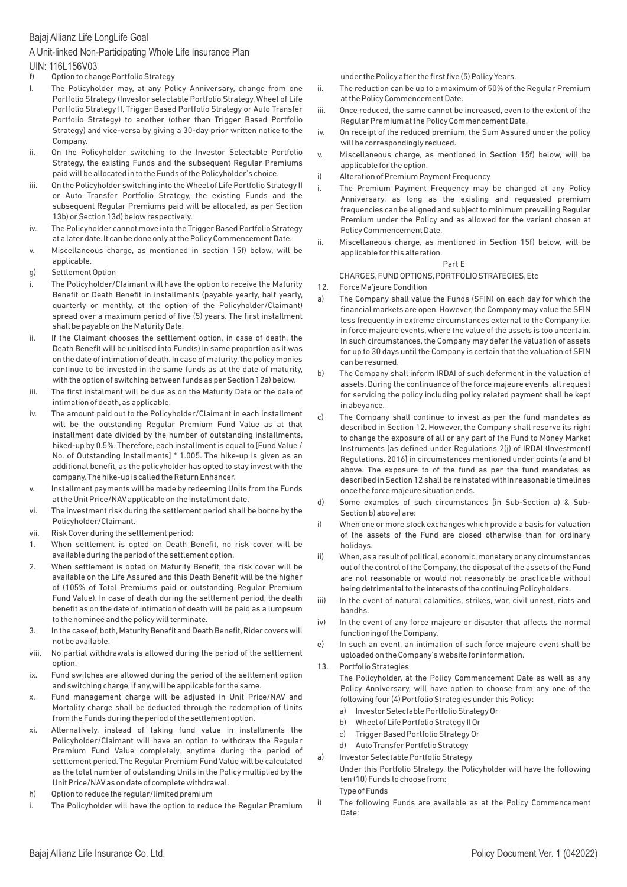f) Option to change Portfolio Strategy

I. The Policyholder may, at any Policy Anniversary, change from one Portfolio Strategy (Investor selectable Portfolio Strategy, Wheel of Life Portfolio Strategy II, Trigger Based Portfolio Strategy or Auto Transfer Portfolio Strategy) to another (other than Trigger Based Portfolio Strategy) and vice-versa by giving a 30-day prior written notice to the Company.

ii. On the Policyholder switching to the Investor Selectable Portfolio Strategy, the existing Funds and the subsequent Regular Premiums paid will be allocated in to the Funds of the Policyholder's choice.

iii. On the Policyholder switching into the Wheel of Life Portfolio Strategy II or Auto Transfer Portfolio Strategy, the existing Funds and the subsequent Regular Premiums paid will be allocated, as per Section 13b) or Section 13d) below respectively.

iv. The Policyholder cannot move into the Trigger Based Portfolio Strategy at a later date. It can be done only at the Policy Commencement Date.

v. Miscellaneous charge, as mentioned in section 15f) below, will be applicable.

g) Settlement Option

i. The Policyholder/Claimant will have the option to receive the Maturity Benefit or Death Benefit in installments (payable yearly, half yearly, quarterly or monthly, at the option of the Policyholder/Claimant) spread over a maximum period of five (5) years. The first installment shall be payable on the Maturity Date.

ii. If the Claimant chooses the settlement option, in case of death, the Death Benefit will be unitised into Fund(s) in same proportion as it was on the date of intimation of death. In case of maturity, the policy monies continue to be invested in the same funds as at the date of maturity, with the option of switching between funds as per Section 12a) below.

iii. The first instalment will be due as on the Maturity Date or the date of intimation of death, as applicable.

iv. The amount paid out to the Policyholder/Claimant in each installment will be the outstanding Regular Premium Fund Value as at that installment date divided by the number of outstanding installments, hiked-up by 0.5%. Therefore, each installment is equal to [Fund Value / No. of Outstanding Installments] * 1.005. The hike-up is given as an additional benefit, as the policyholder has opted to stay invest with the company. The hike-up is called the Return Enhancer.

v. Installment payments will be made by redeeming Units from the Funds at the Unit Price/NAV applicable on the installment date.

vi. The investment risk during the settlement period shall be borne by the Policyholder/Claimant.

vii. Risk Cover during the settlement period:

1. When settlement is opted on Death Benefit, no risk cover will be available during the period of the settlement option.
2. When settlement is opted on Maturity Benefit, the risk cover will be available on the Life Assured and this Death Benefit will be the higher of (105% of Total Premiums paid or outstanding Regular Premium Fund Value). In case of death during the settlement period, the death benefit as on the date of intimation of death will be paid as a lumpsum to the nominee and the policy will terminate.
3. In the case of, both, Maturity Benefit and Death Benefit, Rider covers will not be available.

viii. No partial withdrawals is allowed during the period of the settlement option.

ix. Fund switches are allowed during the period of the settlement option and switching charge, if any, will be applicable for the same.

x. Fund management charge will be adjusted in Unit Price/NAV and Mortality charge shall be deducted through the redemption of Units from the Funds during the period of the settlement option.

xi. Alternatively, instead of taking fund value in installments the Policyholder/Claimant will have an option to withdraw the Regular Premium Fund Value completely, anytime during the period of settlement period. The Regular Premium Fund Value will be calculated as the total number of outstanding Units in the Policy multiplied by the Unit Price/NAV as on date of complete withdrawal.

h) Option to reduce the regular/limited premium

i. The Policyholder will have the option to reduce the Regular Premium under the Policy after the first five (5) Policy Years.

ii. The reduction can be up to a maximum of 50% of the Regular Premium at the Policy Commencement Date.

iii. Once reduced, the same cannot be increased, even to the extent of the Regular Premium at the Policy Commencement Date.

iv. On receipt of the reduced premium, the Sum Assured under the policy will be correspondingly reduced.

v. Miscellaneous charge, as mentioned in Section 15f) below, will be applicable for the option.

i) Alteration of Premium Payment Frequency

i. The Premium Payment Frequency may be changed at any Policy Anniversary, as long as the existing and requested premium frequencies can be aligned and subject to minimum prevailing Regular Premium under the Policy and as allowed for the variant chosen at Policy Commencement Date.

ii. Miscellaneous charge, as mentioned in Section 15f) below, will be applicable for this alteration.

## Part E

## CHARGES, FUND OPTIONS, PORTFOLIO STRATEGIES, Etc

12. Force Ma'jeure Condition

a) The Company shall value the Funds (SFIN) on each day for which the financial markets are open. However, the Company may value the SFIN less frequently in extreme circumstances external to the Company i.e. in force majeure events, where the value of the assets is too uncertain. In such circumstances, the Company may defer the valuation of assets for up to 30 days until the Company is certain that the valuation of SFIN can be resumed.

b) The Company shall inform IRDAI of such deferment in the valuation of assets. During the continuance of the force majeure events, all request for servicing the policy including policy related payment shall be kept in abeyance.

c) The Company shall continue to invest as per the fund mandates as described in Section 12. However, the Company shall reserve its right to change the exposure of all or any part of the Fund to Money Market Instruments [as defined under Regulations 2(j) of IRDAI (Investment) Regulations, 2016] in circumstances mentioned under points (a and b) above. The exposure to of the fund as per the fund mandates as described in Section 12 shall be reinstated within reasonable timelines once the force majeure situation ends.

d) Some examples of such circumstances [in Sub-Section a) & Sub-Section b) above] are:

i) When one or more stock exchanges which provide a basis for valuation of the assets of the Fund are closed otherwise than for ordinary holidays.

ii) When, as a result of political, economic, monetary or any circumstances out of the control of the Company, the disposal of the assets of the Fund are not reasonable or would not reasonably be practicable without being detrimental to the interests of the continuing Policyholders.

iii) In the event of natural calamities, strikes, war, civil unrest, riots and bandhs.

iv) In the event of any force majeure or disaster that affects the normal functioning of the Company.

e) In such an event, an intimation of such force majeure event shall be uploaded on the Company's website for information.

13. Portfolio Strategies

The Policyholder, at the Policy Commencement Date as well as any Policy Anniversary, will have option to choose from any one of the following four (4) Portfolio Strategies under this Policy:

a) Investor Selectable Portfolio Strategy Or
b) Wheel of Life Portfolio Strategy II Or
c) Trigger Based Portfolio Strategy Or
d) Auto Transfer Portfolio Strategy

a) Investor Selectable Portfolio Strategy

Under this Portfolio Strategy, the Policyholder will have the following ten (10) Funds to choose from:

Type of Funds

i) The following Funds are available as at the Policy Commencement Date: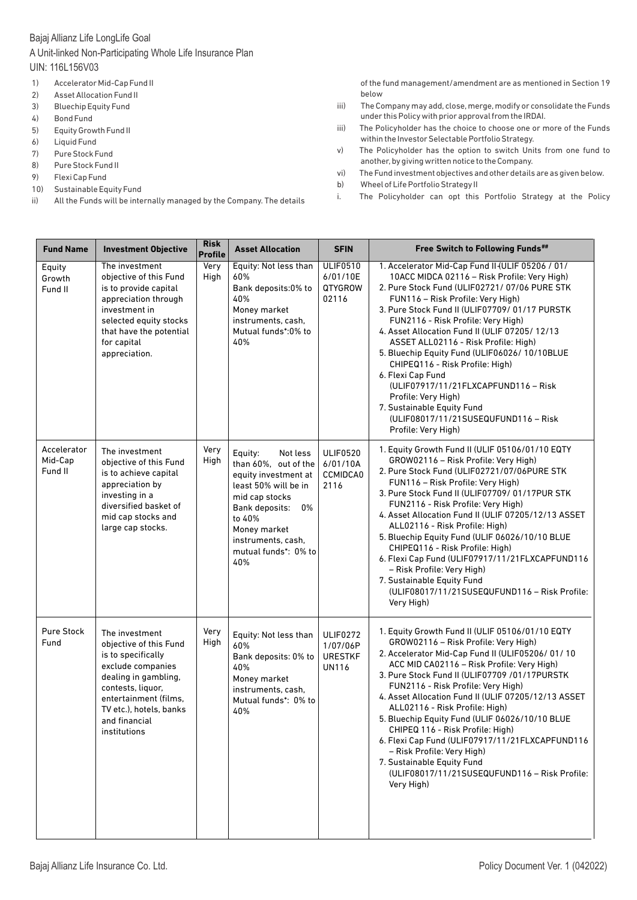1) Accelerator Mid-Cap Fund II
2) Asset Allocation Fund II
3) Bluechip Equity Fund
4) Bond Fund
5) Equity Growth Fund II
6) Liquid Fund
7) Pure Stock Fund
8) Pure Stock Fund II
9) Flexi Cap Fund
10) Sustainable Equity Fund

ii) All the Funds will be internally managed by the Company. The details of the fund management/amendment are as mentioned in Section 19 below

iii) The Company may add, close, merge, modify or consolidate the Funds under this Policy with prior approval from the IRDAI.

iii) The Policyholder has the choice to choose one or more of the Funds within the Investor Selectable Portfolio Strategy.

v) The Policyholder has the option to switch Units from one fund to another, by giving written notice to the Company.

vi) The Fund investment objectives and other details are as given below.

b) Wheel of Life Portfolio Strategy II

i. The Policyholder can opt this Portfolio Strategy at the Policy

| Fund Name | Investment Objective | Risk Profile | Asset Allocation | SFIN | Free Switch to Following Funds## |
|---|---|---|---|---|---|
| Equity Growth Fund II | The investment objective of this Fund is to provide capital appreciation through investment in selected equity stocks that have the potential for capital appreciation. | Very High | Equity: Not less than 60%<br>Bank deposits:0% to 40%<br>Money market instruments, cash, Mutual funds*:0% to 40% | ULIF05106/01/10EQTYGROW02116 | 1. Accelerator Mid-Cap Fund II (ULIF 05206 / 01/ 10ACC MIDCA 02116 – Risk Profile: Very High)<br>2. Pure Stock Fund (ULIF02721/ 07/06 PURE STK FUN116 – Risk Profile: Very High)<br>3. Pure Stock Fund II (ULIF07709/ 01/17 PURSTK FUN2116 - Risk Profile: Very High)<br>4. Asset Allocation Fund II (ULIF 07205/ 12/13 ASSET ALL02116 - Risk Profile: High)<br>5. Bluechip Equity Fund (ULIF06026/ 10/10BLUE CHIPEQ116 - Risk Profile: High)<br>6. Flexi Cap Fund (ULIF07917/11/21FLXCAPFUND116 – Risk Profile: Very High)<br>7. Sustainable Equity Fund (ULIF08017/11/21SUSEQUFUND116 – Risk Profile: Very High) |
| Accelerator Mid-Cap Fund II | The investment objective of this Fund is to achieve capital appreciation by investing in a diversified basket of mid cap stocks and large cap stocks. | Very High | Equity: Not less than 60%, out of the equity investment at least 50% will be in mid cap stocks<br>Bank deposits: 0% to 40%<br>Money market instruments, cash, mutual funds*: 0% to 40% | ULIF05206/01/10ACCMIDCA02116 | 1. Equity Growth Fund II (ULIF 05106/01/10 EQTY GROW02116 – Risk Profile: Very High)<br>2. Pure Stock Fund (ULIF02721/07/06PURE STK FUN116 – Risk Profile: Very High)<br>3. Pure Stock Fund II (ULIF07709/ 01/17PUR STK FUN2116 - Risk Profile: Very High)<br>4. Asset Allocation Fund II (ULIF 07205/12/13 ASSET ALL02116 - Risk Profile: High)<br>5. Bluechip Equity Fund (ULIF 06026/10/10 BLUE CHIPEQ116 - Risk Profile: High)<br>6. Flexi Cap Fund (ULIF07917/11/21FLXCAPFUND116 – Risk Profile: Very High)<br>7. Sustainable Equity Fund (ULIF08017/11/21SUSEQUFUND116 – Risk Profile: Very High) |
| Pure Stock Fund | The investment objective of this Fund is to specifically exclude companies dealing in gambling, contests, liquor, entertainment (films, TV etc.), hotels, banks and financial institutions | Very High | Equity: Not less than 60%<br>Bank deposits: 0% to 40%<br>Money market instruments, cash, Mutual funds*: 0% to 40% | ULIF02721/07/06PURESTKFUN116 | 1. Equity Growth Fund II (ULIF 05106/01/10 EQTY GROW02116 – Risk Profile: Very High)<br>2. Accelerator Mid-Cap Fund II (ULIF05206/ 01/ 10 ACC MID CA02116 – Risk Profile: Very High)<br>3. Pure Stock Fund II (ULIF07709 /01/17PURSTK FUN2116 - Risk Profile: Very High)<br>4. Asset Allocation Fund II (ULIF 07205/12/13 ASSET ALL02116 - Risk Profile: High)<br>5. Bluechip Equity Fund (ULIF 06026/10/10 BLUE CHIPEQ 116 - Risk Profile: High)<br>6. Flexi Cap Fund (ULIF07917/11/21FLXCAPFUND116 – Risk Profile: Very High)<br>7. Sustainable Equity Fund (ULIF08017/11/21SUSEQUFUND116 – Risk Profile: Very High) |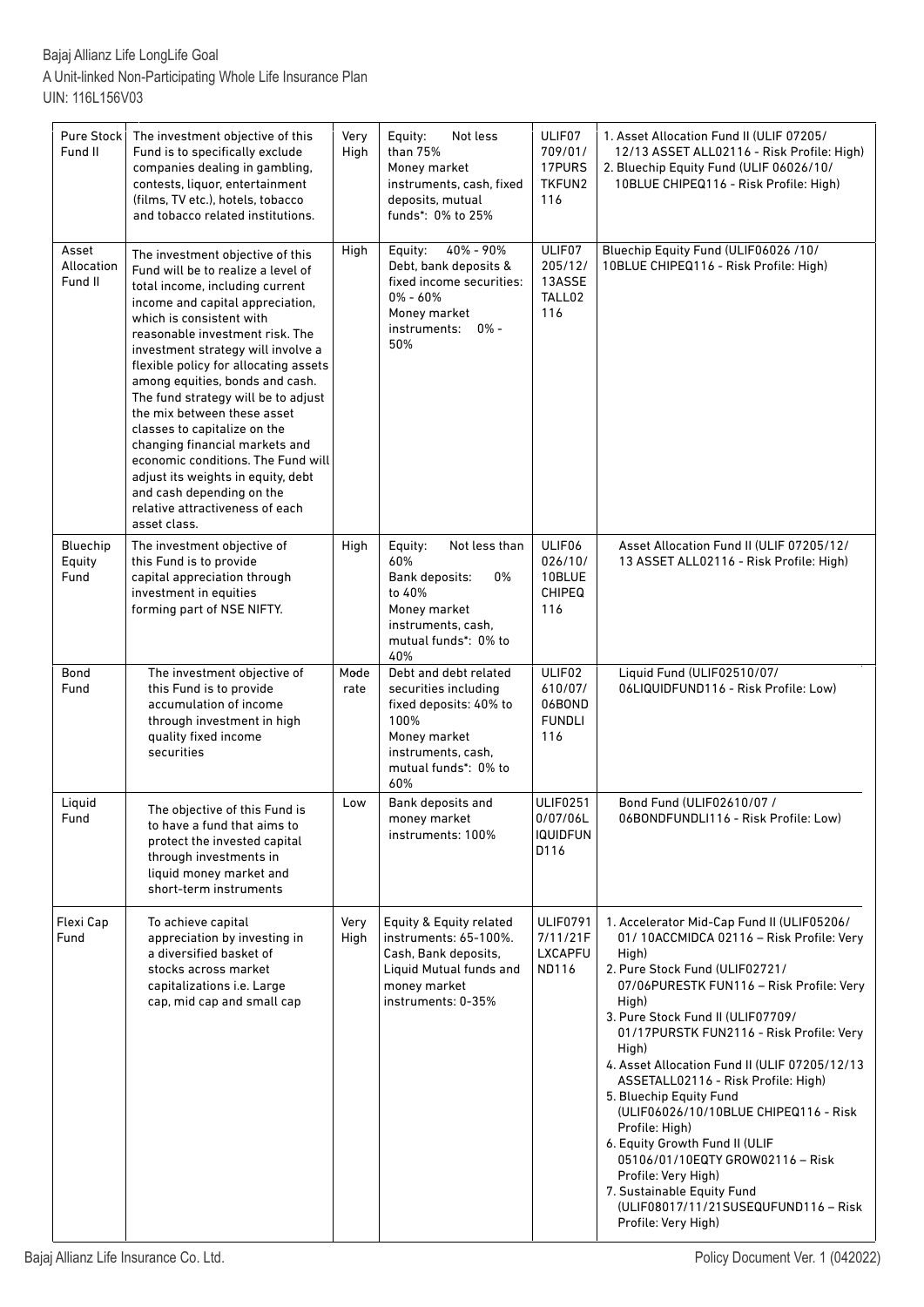| | | | | | |
|---|---|---|---|---|---|
| Pure Stock Fund II | The investment objective of this Fund is to specifically exclude companies dealing in gambling, contests, liquor, entertainment (films, TV etc.), hotels, tobacco and tobacco related institutions. | Very High | Equity: Not less than 75%<br>Money market instruments, cash, fixed deposits, mutual funds*: 0% to 25% | ULIF07709/01/17PURSTKFUN2116 | 1. Asset Allocation Fund II (ULIF 07205/12/13 ASSET ALL02116 - Risk Profile: High)<br>2. Bluechip Equity Fund (ULIF 06026/10/10BLUE CHIPEQ116 - Risk Profile: High) |
| Asset Allocation Fund II | The investment objective of this Fund will be to realize a level of total income, including current income and capital appreciation, which is consistent with reasonable investment risk. The investment strategy will involve a flexible policy for allocating assets among equities, bonds and cash. The fund strategy will be to adjust the mix between these asset classes to capitalize on the changing financial markets and economic conditions. The Fund will adjust its weights in equity, debt and cash depending on the relative attractiveness of each asset class. | High | Equity: 40% - 90%<br>Debt, bank deposits & fixed income securities: 0% - 60%<br>Money market instruments: 0% - 50% | ULIF07205/12/13ASSETALL02116 | Bluechip Equity Fund (ULIF06026 /10/10BLUE CHIPEQ116 - Risk Profile: High) |
| Bluechip Equity Fund | The investment objective of this Fund is to provide capital appreciation through investment in equities forming part of NSE NIFTY. | High | Equity: Not less than 60%<br>Bank deposits: 0% to 40%<br>Money market instruments, cash, mutual funds*: 0% to 40% | ULIF06026/10/10BLUECHIPEQ116 | Asset Allocation Fund II (ULIF 07205/12/13 ASSET ALL02116 - Risk Profile: High) |
| Bond Fund | The investment objective of this Fund is to provide accumulation of income through investment in high quality fixed income securities | Moderate | Debt and debt related securities including fixed deposits: 40% to 100%<br>Money market instruments, cash, mutual funds*: 0% to 60% | ULIF02610/07/06BONDFUNDLI116 | Liquid Fund (ULIF02510/07/06LIQUIDFUND116 - Risk Profile: Low) |
| Liquid Fund | The objective of this Fund is to have a fund that aims to protect the invested capital through investments in liquid money market and short-term instruments | Low | Bank deposits and money market instruments: 100% | ULIF02510/07/06LIQUIDFUND116 | Bond Fund (ULIF02610/07 / 06BONDFUNDLI116 - Risk Profile: Low) |
| Flexi Cap Fund | To achieve capital appreciation by investing in a diversified basket of stocks across market capitalizations i.e. Large cap, mid cap and small cap | Very High | Equity & Equity related instruments: 65-100%.<br>Cash, Bank deposits, Liquid Mutual funds and money market instruments: 0-35% | ULIF07917/11/21FLXCAPFUND116 | 1. Accelerator Mid-Cap Fund II (ULIF05206/01/ 10ACCMIDCA 02116 – Risk Profile: Very High)<br>2. Pure Stock Fund (ULIF02721/07/06PURESTK FUN116 – Risk Profile: Very High)<br>3. Pure Stock Fund II (ULIF07709/01/17PURSTK FUN2116 - Risk Profile: Very High)<br>4. Asset Allocation Fund II (ULIF 07205/12/13 ASSETALL02116 - Risk Profile: High)<br>5. Bluechip Equity Fund (ULIF06026/10/10BLUE CHIPEQ116 - Risk Profile: High)<br>6. Equity Growth Fund II (ULIF 05106/01/10EQTY GROW02116 – Risk Profile: Very High)<br>7. Sustainable Equity Fund (ULIF08017/11/21SUSEQUFUND116 – Risk Profile: Very High) |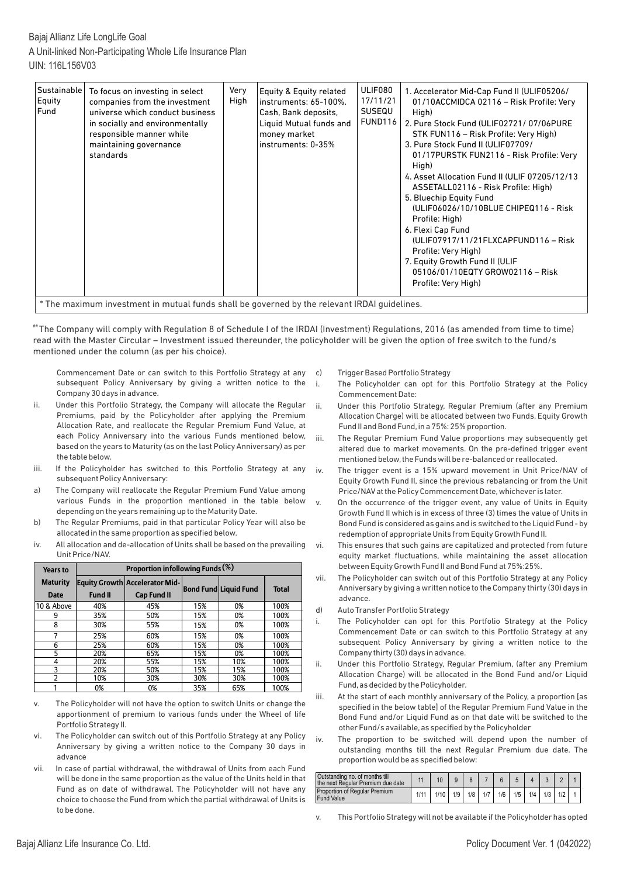| Sustainable Equity Fund | To focus on investing in select companies from the investment universe which conduct business in socially and environmentally responsible manner while maintaining governance standards | Very High | Equity & Equity related instruments: 65-100%. Cash, Bank deposits, Liquid Mutual funds and money market instruments: 0-35% | ULIF080 17/11/21 SUSEQU FUND116 | 1. Accelerator Mid-Cap Fund II (ULIF05206/ 01/10ACCMIDCA 02116 – Risk Profile: Very High) 2. Pure Stock Fund (ULIF02721/ 07/06PURE STK FUN116 – Risk Profile: Very High) 3. Pure Stock Fund II (ULIF07709/ 01/17PURSTK FUN2116 - Risk Profile: Very High) 4. Asset Allocation Fund II (ULIF 07205/12/13 ASSETALL02116 - Risk Profile: High) 5. Bluechip Equity Fund (ULIF06026/10/10BLUE CHIPEQ116 - Risk Profile: High) 6. Flexi Cap Fund (ULIF07917/11/21FLXCAPFUND116 – Risk Profile: Very High) 7. Equity Growth Fund II (ULIF 05106/01/10EQTY GROW02116 – Risk Profile: Very High) |
|---|---|---|---|---|---|

\* The maximum investment in mutual funds shall be governed by the relevant IRDAI guidelines.

## The Company will comply with Regulation 8 of Schedule I of the IRDAI (Investment) Regulations, 2016 (as amended from time to time) read with the Master Circular – Investment issued thereunder, the policyholder will be given the option of free switch to the fund/s mentioned under the column (as per his choice).

Commencement Date or can switch to this Portfolio Strategy at any subsequent Policy Anniversary by giving a written notice to the Company 30 days in advance.

ii. Under this Portfolio Strategy, the Company will allocate the Regular Premiums, paid by the Policyholder after applying the Premium Allocation Rate, and reallocate the Regular Premium Fund Value, at each Policy Anniversary into the various Funds mentioned below, based on the years to Maturity (as on the last Policy Anniversary) as per the table below.

iii. If the Policyholder has switched to this Portfolio Strategy at any subsequent Policy Anniversary:

a) The Company will reallocate the Regular Premium Fund Value among various Funds in the proportion mentioned in the table below depending on the years remaining up to the Maturity Date.

b) The Regular Premiums, paid in that particular Policy Year will also be allocated in the same proportion as specified below.

iv. All allocation and de-allocation of Units shall be based on the prevailing Unit Price/NAV.

| Years to Maturity Date | Proportion infollowing Funds (%) | | | | |
|---|---|---|---|---|---|
| | Equity Growth Fund II | Accelerator Mid-Cap Fund II | Bond Fund | Liquid Fund | Total |
| 10 & Above | 40% | 45% | 15% | 0% | 100% |
| 9 | 35% | 50% | 15% | 0% | 100% |
| 8 | 30% | 55% | 15% | 0% | 100% |
| 7 | 25% | 60% | 15% | 0% | 100% |
| 6 | 25% | 60% | 15% | 0% | 100% |
| 5 | 20% | 65% | 15% | 0% | 100% |
| 4 | 20% | 55% | 15% | 10% | 100% |
| 3 | 20% | 50% | 15% | 15% | 100% |
| 2 | 10% | 30% | 30% | 30% | 100% |
| 1 | 0% | 0% | 35% | 65% | 100% |

v. The Policyholder will not have the option to switch Units or change the apportionment of premium to various funds under the Wheel of life Portfolio Strategy II.

vi. The Policyholder can switch out of this Portfolio Strategy at any Policy Anniversary by giving a written notice to the Company 30 days in advance

vii. In case of partial withdrawal, the withdrawal of Units from each Fund will be done in the same proportion as the value of the Units held in that Fund as on date of withdrawal. The Policyholder will not have any choice to choose the Fund from which the partial withdrawal of Units is to be done.

c) Trigger Based Portfolio Strategy

i. The Policyholder can opt for this Portfolio Strategy at the Policy Commencement Date:

ii. Under this Portfolio Strategy, Regular Premium (after any Premium Allocation Charge) will be allocated between two Funds, Equity Growth Fund II and Bond Fund, in a 75%: 25% proportion.

iii. The Regular Premium Fund Value proportions may subsequently get altered due to market movements. On the pre-defined trigger event mentioned below, the Funds will be re-balanced or reallocated.

iv. The trigger event is a 15% upward movement in Unit Price/NAV of Equity Growth Fund II, since the previous rebalancing or from the Unit Price/NAV at the Policy Commencement Date, whichever is later.

v. On the occurrence of the trigger event, any value of Units in Equity Growth Fund II which is in excess of three (3) times the value of Units in Bond Fund is considered as gains and is switched to the Liquid Fund - by redemption of appropriate Units from Equity Growth Fund II.

vi. This ensures that such gains are capitalized and protected from future equity market fluctuations, while maintaining the asset allocation between Equity Growth Fund II and Bond Fund at 75%:25%.

vii. The Policyholder can switch out of this Portfolio Strategy at any Policy Anniversary by giving a written notice to the Company thirty (30) days in advance.

d) Auto Transfer Portfolio Strategy

i. The Policyholder can opt for this Portfolio Strategy at the Policy Commencement Date or can switch to this Portfolio Strategy at any subsequent Policy Anniversary by giving a written notice to the Company thirty (30) days in advance.

ii. Under this Portfolio Strategy, Regular Premium, (after any Premium Allocation Charge) will be allocated in the Bond Fund and/or Liquid Fund, as decided by the Policyholder.

iii. At the start of each monthly anniversary of the Policy, a proportion [as specified in the below table] of the Regular Premium Fund Value in the Bond Fund and/or Liquid Fund as on that date will be switched to the other Fund/s available, as specified by the Policyholder

iv. The proportion to be switched will depend upon the number of outstanding months till the next Regular Premium due date. The proportion would be as specified below:

| Outstanding no. of months till the next Regular Premium due date | 11 | 10 | 9 | 8 | 7 | 6 | 5 | 4 | 3 | 2 | 1 |
|---|---|---|---|---|---|---|---|---|---|---|---|
| Proportion of Regular Premium Fund Value | 1/11 | 1/10 | 1/9 | 1/8 | 1/7 | 1/6 | 1/5 | 1/4 | 1/3 | 1/2 | 1 |

v. This Portfolio Strategy will not be available if the Policyholder has opted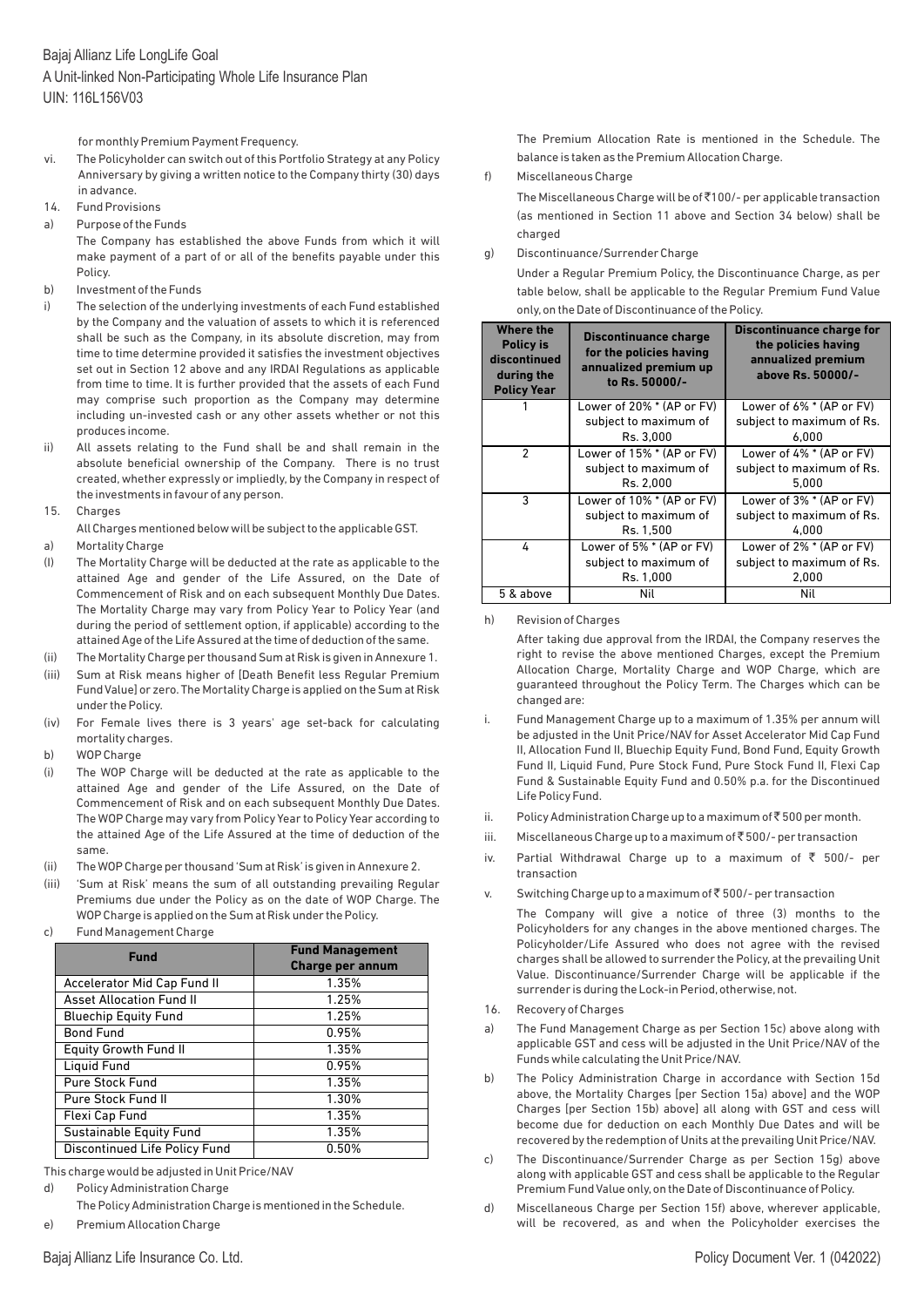for monthly Premium Payment Frequency.

vi. The Policyholder can switch out of this Portfolio Strategy at any Policy Anniversary by giving a written notice to the Company thirty (30) days in advance.

14. Fund Provisions

a) Purpose of the Funds

The Company has established the above Funds from which it will make payment of a part of or all of the benefits payable under this Policy.

b) Investment of the Funds

i) The selection of the underlying investments of each Fund established by the Company and the valuation of assets to which it is referenced shall be such as the Company, in its absolute discretion, may from time to time determine provided it satisfies the investment objectives set out in Section 12 above and any IRDAI Regulations as applicable from time to time. It is further provided that the assets of each Fund may comprise such proportion as the Company may determine including un-invested cash or any other assets whether or not this produces income.

ii) All assets relating to the Fund shall be and shall remain in the absolute beneficial ownership of the Company. There is no trust created, whether expressly or impliedly, by the Company in respect of the investments in favour of any person.

15. Charges

All Charges mentioned below will be subject to the applicable GST.

a) Mortality Charge

(I) The Mortality Charge will be deducted at the rate as applicable to the attained Age and gender of the Life Assured, on the Date of Commencement of Risk and on each subsequent Monthly Due Dates. The Mortality Charge may vary from Policy Year to Policy Year (and during the period of settlement option, if applicable) according to the attained Age of the Life Assured at the time of deduction of the same.

(ii) The Mortality Charge per thousand Sum at Risk is given in Annexure 1.

(iii) Sum at Risk means higher of [Death Benefit less Regular Premium Fund Value] or zero. The Mortality Charge is applied on the Sum at Risk under the Policy.

(iv) For Female lives there is 3 years' age set-back for calculating mortality charges.

b) WOP Charge

(i) The WOP Charge will be deducted at the rate as applicable to the attained Age and gender of the Life Assured, on the Date of Commencement of Risk and on each subsequent Monthly Due Dates. The WOP Charge may vary from Policy Year to Policy Year according to the attained Age of the Life Assured at the time of deduction of the same.

(ii) The WOP Charge per thousand 'Sum at Risk' is given in Annexure 2.

(iii) 'Sum at Risk' means the sum of all outstanding prevailing Regular Premiums due under the Policy as on the date of WOP Charge. The WOP Charge is applied on the Sum at Risk under the Policy.

c) Fund Management Charge

| Fund | Fund Management Charge per annum |
|---|---|
| Accelerator Mid Cap Fund II | 1.35% |
| Asset Allocation Fund II | 1.25% |
| Bluechip Equity Fund | 1.25% |
| Bond Fund | 0.95% |
| Equity Growth Fund II | 1.35% |
| Liquid Fund | 0.95% |
| Pure Stock Fund | 1.35% |
| Pure Stock Fund II | 1.30% |
| Flexi Cap Fund | 1.35% |
| Sustainable Equity Fund | 1.35% |
| Discontinued Life Policy Fund | 0.50% |

This charge would be adjusted in Unit Price/NAV

d) Policy Administration Charge

The Policy Administration Charge is mentioned in the Schedule.

e) Premium Allocation Charge

The Premium Allocation Rate is mentioned in the Schedule. The balance is taken as the Premium Allocation Charge.

f) Miscellaneous Charge

The Miscellaneous Charge will be of ₹100/- per applicable transaction (as mentioned in Section 11 above and Section 34 below) shall be charged

g) Discontinuance/Surrender Charge

Under a Regular Premium Policy, the Discontinuance Charge, as per table below, shall be applicable to the Regular Premium Fund Value only, on the Date of Discontinuance of the Policy.

| Where the Policy is discontinued during the Policy Year | Discontinuance charge for the policies having annualized premium up to Rs. 50000/- | Discontinuance charge for the policies having annualized premium above Rs. 50000/- |
|---|---|---|
| 1 | Lower of 20% * (AP or FV) subject to maximum of Rs. 3,000 | Lower of 6% * (AP or FV) subject to maximum of Rs. 6,000 |
| 2 | Lower of 15% * (AP or FV) subject to maximum of Rs. 2,000 | Lower of 4% * (AP or FV) subject to maximum of Rs. 5,000 |
| 3 | Lower of 10% * (AP or FV) subject to maximum of Rs. 1,500 | Lower of 3% * (AP or FV) subject to maximum of Rs. 4,000 |
| 4 | Lower of 5% * (AP or FV) subject to maximum of Rs. 1,000 | Lower of 2% * (AP or FV) subject to maximum of Rs. 2,000 |
| 5 & above | Nil | Nil |

h) Revision of Charges

After taking due approval from the IRDAI, the Company reserves the right to revise the above mentioned Charges, except the Premium Allocation Charge, Mortality Charge and WOP Charge, which are guaranteed throughout the Policy Term. The Charges which can be changed are:

i. Fund Management Charge up to a maximum of 1.35% per annum will be adjusted in the Unit Price/NAV for Asset Accelerator Mid Cap Fund II, Allocation Fund II, Bluechip Equity Fund, Bond Fund, Equity Growth Fund II, Liquid Fund, Pure Stock Fund, Pure Stock Fund II, Flexi Cap Fund & Sustainable Equity Fund and 0.50% p.a. for the Discontinued Life Policy Fund.

ii. Policy Administration Charge up to a maximum of ₹ 500 per month.

iii. Miscellaneous Charge up to a maximum of ₹ 500/- per transaction

iv. Partial Withdrawal Charge up to a maximum of ₹ 500/- per transaction

v. Switching Charge up to a maximum of ₹ 500/- per transaction

The Company will give a notice of three (3) months to the Policyholders for any changes in the above mentioned charges. The Policyholder/Life Assured who does not agree with the revised charges shall be allowed to surrender the Policy, at the prevailing Unit Value. Discontinuance/Surrender Charge will be applicable if the surrender is during the Lock-in Period, otherwise, not.

16. Recovery of Charges

a) The Fund Management Charge as per Section 15c) above along with applicable GST and cess will be adjusted in the Unit Price/NAV of the Funds while calculating the Unit Price/NAV.

b) The Policy Administration Charge in accordance with Section 15d above, the Mortality Charges [per Section 15a) above] and the WOP Charges [per Section 15b) above] all along with GST and cess will become due for deduction on each Monthly Due Dates and will be recovered by the redemption of Units at the prevailing Unit Price/NAV.

c) The Discontinuance/Surrender Charge as per Section 15g) above along with applicable GST and cess shall be applicable to the Regular Premium Fund Value only, on the Date of Discontinuance of Policy.

d) Miscellaneous Charge per Section 15f) above, wherever applicable, will be recovered, as and when the Policyholder exercises the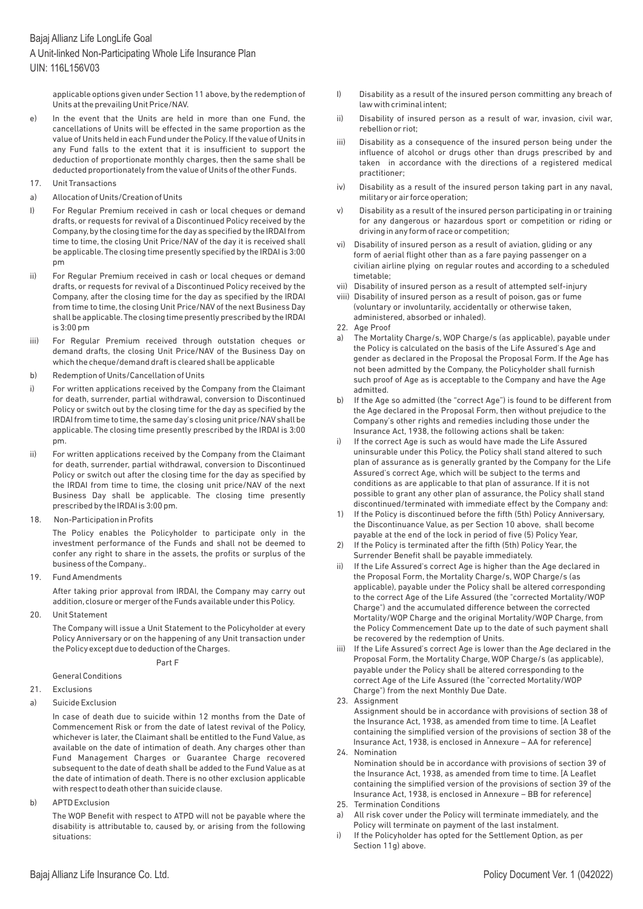applicable options given under Section 11 above, by the redemption of Units at the prevailing Unit Price/NAV.

e) In the event that the Units are held in more than one Fund, the cancellations of Units will be effected in the same proportion as the value of Units held in each Fund under the Policy. If the value of Units in any Fund falls to the extent that it is insufficient to support the deduction of proportionate monthly charges, then the same shall be deducted proportionately from the value of Units of the other Funds.

17. Unit Transactions

a) Allocation of Units/Creation of Units

I) For Regular Premium received in cash or local cheques or demand drafts, or requests for revival of a Discontinued Policy received by the Company, by the closing time for the day as specified by the IRDAI from time to time, the closing Unit Price/NAV of the day it is received shall be applicable. The closing time presently specified by the IRDAI is 3:00 pm

ii) For Regular Premium received in cash or local cheques or demand drafts, or requests for revival of a Discontinued Policy received by the Company, after the closing time for the day as specified by the IRDAI from time to time, the closing Unit Price/NAV of the next Business Day shall be applicable. The closing time presently prescribed by the IRDAI is 3:00 pm

iii) For Regular Premium received through outstation cheques or demand drafts, the closing Unit Price/NAV of the Business Day on which the cheque/demand draft is cleared shall be applicable

b) Redemption of Units/Cancellation of Units

i) For written applications received by the Company from the Claimant for death, surrender, partial withdrawal, conversion to Discontinued Policy or switch out by the closing time for the day as specified by the IRDAI from time to time, the same day's closing unit price/NAV shall be applicable. The closing time presently prescribed by the IRDAI is 3:00 pm.

ii) For written applications received by the Company from the Claimant for death, surrender, partial withdrawal, conversion to Discontinued Policy or switch out after the closing time for the day as specified by the IRDAI from time to time, the closing unit price/NAV of the next Business Day shall be applicable. The closing time presently prescribed by the IRDAI is 3:00 pm.

18. Non-Participation in Profits

The Policy enables the Policyholder to participate only in the investment performance of the Funds and shall not be deemed to confer any right to share in the assets, the profits or surplus of the business of the Company..

19. Fund Amendments

After taking prior approval from IRDAI, the Company may carry out addition, closure or merger of the Funds available under this Policy.

20. Unit Statement

The Company will issue a Unit Statement to the Policyholder at every Policy Anniversary or on the happening of any Unit transaction under the Policy except due to deduction of the Charges.

Part F

General Conditions

21. Exclusions

a) Suicide Exclusion

In case of death due to suicide within 12 months from the Date of Commencement Risk or from the date of latest revival of the Policy, whichever is later, the Claimant shall be entitled to the Fund Value, as available on the date of intimation of death. Any charges other than Fund Management Charges or Guarantee Charge recovered subsequent to the date of death shall be added to the Fund Value as at the date of intimation of death. There is no other exclusion applicable with respect to death other than suicide clause.

b) APTD Exclusion

The WOP Benefit with respect to ATPD will not be payable where the disability is attributable to, caused by, or arising from the following situations:

I) Disability as a result of the insured person committing any breach of law with criminal intent;

ii) Disability of insured person as a result of war, invasion, civil war, rebellion or riot;

iii) Disability as a consequence of the insured person being under the influence of alcohol or drugs other than drugs prescribed by and taken in accordance with the directions of a registered medical practitioner;

iv) Disability as a result of the insured person taking part in any naval, military or air force operation;

v) Disability as a result of the insured person participating in or training for any dangerous or hazardous sport or competition or riding or driving in any form of race or competition;

vi) Disability of insured person as a result of aviation, gliding or any form of aerial flight other than as a fare paying passenger on a civilian airline plying on regular routes and according to a scheduled timetable;

vii) Disability of insured person as a result of attempted self-injury

viii) Disability of insured person as a result of poison, gas or fume (voluntary or involuntarily, accidentally or otherwise taken, administered, absorbed or inhaled).

22. Age Proof

a) The Mortality Charge/s, WOP Charge/s (as applicable), payable under the Policy is calculated on the basis of the Life Assured's Age and gender as declared in the Proposal the Proposal Form. If the Age has not been admitted by the Company, the Policyholder shall furnish such proof of Age as is acceptable to the Company and have the Age admitted.

b) If the Age so admitted (the "correct Age") is found to be different from the Age declared in the Proposal Form, then without prejudice to the Company's other rights and remedies including those under the Insurance Act, 1938, the following actions shall be taken:

i) If the correct Age is such as would have made the Life Assured uninsurable under this Policy, the Policy shall stand altered to such plan of assurance as is generally granted by the Company for the Life Assured's correct Age, which will be subject to the terms and conditions as are applicable to that plan of assurance. If it is not possible to grant any other plan of assurance, the Policy shall stand discontinued/terminated with immediate effect by the Company and:

1) If the Policy is discontinued before the fifth (5th) Policy Anniversary, the Discontinuance Value, as per Section 10 above, shall become payable at the end of the lock in period of five (5) Policy Year,

2) If the Policy is terminated after the fifth (5th) Policy Year, the Surrender Benefit shall be payable immediately.

ii) If the Life Assured's correct Age is higher than the Age declared in the Proposal Form, the Mortality Charge/s, WOP Charge/s (as applicable), payable under the Policy shall be altered corresponding to the correct Age of the Life Assured (the "corrected Mortality/WOP Charge") and the accumulated difference between the corrected Mortality/WOP Charge and the original Mortality/WOP Charge, from the Policy Commencement Date up to the date of such payment shall be recovered by the redemption of Units.

iii) If the Life Assured's correct Age is lower than the Age declared in the Proposal Form, the Mortality Charge, WOP Charge/s (as applicable), payable under the Policy shall be altered corresponding to the correct Age of the Life Assured (the "corrected Mortality/WOP Charge") from the next Monthly Due Date.

23. Assignment

Assignment should be in accordance with provisions of section 38 of the Insurance Act, 1938, as amended from time to time. [A Leaflet containing the simplified version of the provisions of section 38 of the Insurance Act, 1938, is enclosed in Annexure – AA for reference]

24. Nomination

Nomination should be in accordance with provisions of section 39 of the Insurance Act, 1938, as amended from time to time. [A Leaflet containing the simplified version of the provisions of section 39 of the Insurance Act, 1938, is enclosed in Annexure – BB for reference]

25. Termination Conditions

a) All risk cover under the Policy will terminate immediately, and the Policy will terminate on payment of the last instalment.

i) If the Policyholder has opted for the Settlement Option, as per Section 11g) above.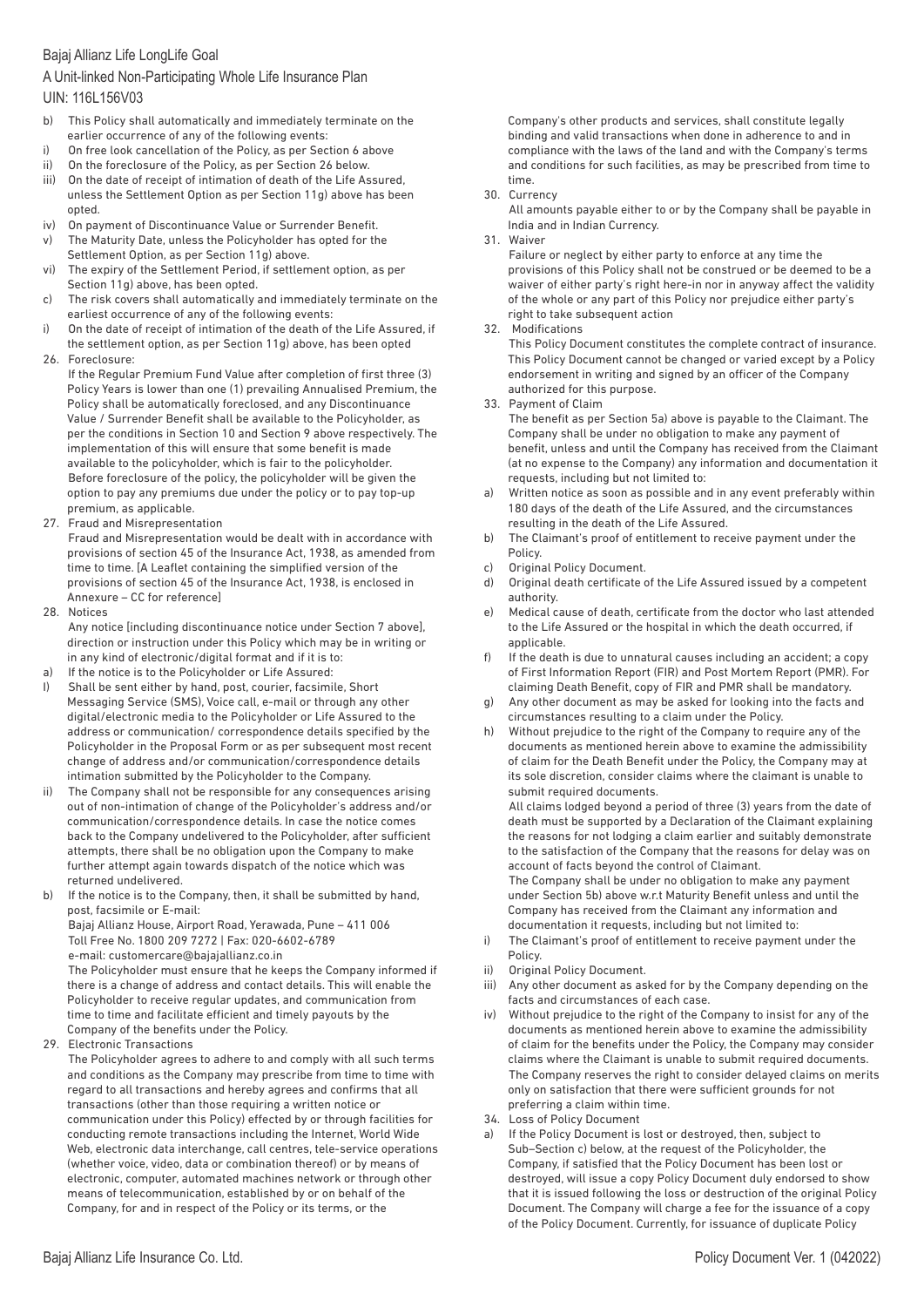b) This Policy shall automatically and immediately terminate on the earlier occurrence of any of the following events:

i) On free look cancellation of the Policy, as per Section 6 above

ii) On the foreclosure of the Policy, as per Section 26 below.

iii) On the date of receipt of intimation of death of the Life Assured, unless the Settlement Option as per Section 11g) above has been opted.

iv) On payment of Discontinuance Value or Surrender Benefit.

v) The Maturity Date, unless the Policyholder has opted for the Settlement Option, as per Section 11g) above.

vi) The expiry of the Settlement Period, if settlement option, as per Section 11g) above, has been opted.

c) The risk covers shall automatically and immediately terminate on the earliest occurrence of any of the following events:

i) On the date of receipt of intimation of the death of the Life Assured, if the settlement option, as per Section 11g) above, has been opted

26. Foreclosure:

If the Regular Premium Fund Value after completion of first three (3) Policy Years is lower than one (1) prevailing Annualised Premium, the Policy shall be automatically foreclosed, and any Discontinuance Value / Surrender Benefit shall be available to the Policyholder, as per the conditions in Section 10 and Section 9 above respectively. The implementation of this will ensure that some benefit is made available to the policyholder, which is fair to the policyholder. Before foreclosure of the policy, the policyholder will be given the option to pay any premiums due under the policy or to pay top-up premium, as applicable.

27. Fraud and Misrepresentation

Fraud and Misrepresentation would be dealt with in accordance with provisions of section 45 of the Insurance Act, 1938, as amended from time to time. [A Leaflet containing the simplified version of the provisions of section 45 of the Insurance Act, 1938, is enclosed in Annexure – CC for reference]

28. Notices

Any notice [including discontinuance notice under Section 7 above], direction or instruction under this Policy which may be in writing or in any kind of electronic/digital format and if it is to:

a) If the notice is to the Policyholder or Life Assured:

I) Shall be sent either by hand, post, courier, facsimile, Short Messaging Service (SMS), Voice call, e-mail or through any other digital/electronic media to the Policyholder or Life Assured to the address or communication/ correspondence details specified by the Policyholder in the Proposal Form or as per subsequent most recent change of address and/or communication/correspondence details intimation submitted by the Policyholder to the Company.

ii) The Company shall not be responsible for any consequences arising out of non-intimation of change of the Policyholder's address and/or communication/correspondence details. In case the notice comes back to the Company undelivered to the Policyholder, after sufficient attempts, there shall be no obligation upon the Company to make further attempt again towards dispatch of the notice which was returned undelivered.

b) If the notice is to the Company, then, it shall be submitted by hand, post, facsimile or E-mail:

Bajaj Allianz House, Airport Road, Yerawada, Pune – 411 006
Toll Free No. 1800 209 7272 | Fax: 020-6602-6789
e-mail: customercare@bajajallianz.co.in

The Policyholder must ensure that he keeps the Company informed if there is a change of address and contact details. This will enable the Policyholder to receive regular updates, and communication from time to time and facilitate efficient and timely payouts by the Company of the benefits under the Policy.

29. Electronic Transactions

The Policyholder agrees to adhere to and comply with all such terms and conditions as the Company may prescribe from time to time with regard to all transactions and hereby agrees and confirms that all transactions (other than those requiring a written notice or communication under this Policy) effected by or through facilities for conducting remote transactions including the Internet, World Wide Web, electronic data interchange, call centres, tele-service operations (whether voice, video, data or combination thereof) or by means of electronic, computer, automated machines network or through other means of telecommunication, established by or on behalf of the Company, for and in respect of the Policy or its terms, or the Company's other products and services, shall constitute legally binding and valid transactions when done in adherence to and in compliance with the laws of the land and with the Company's terms and conditions for such facilities, as may be prescribed from time to time.

30. Currency

All amounts payable either to or by the Company shall be payable in India and in Indian Currency.

31. Waiver

Failure or neglect by either party to enforce at any time the provisions of this Policy shall not be construed or be deemed to be a waiver of either party's right here-in nor in anyway affect the validity of the whole or any part of this Policy nor prejudice either party's right to take subsequent action

32. Modifications

This Policy Document constitutes the complete contract of insurance. This Policy Document cannot be changed or varied except by a Policy endorsement in writing and signed by an officer of the Company authorized for this purpose.

33. Payment of Claim

The benefit as per Section 5a) above is payable to the Claimant. The Company shall be under no obligation to make any payment of benefit, unless and until the Company has received from the Claimant (at no expense to the Company) any information and documentation it requests, including but not limited to:

a) Written notice as soon as possible and in any event preferably within 180 days of the death of the Life Assured, and the circumstances resulting in the death of the Life Assured.

b) The Claimant's proof of entitlement to receive payment under the Policy.

c) Original Policy Document.

d) Original death certificate of the Life Assured issued by a competent authority.

e) Medical cause of death, certificate from the doctor who last attended to the Life Assured or the hospital in which the death occurred, if applicable.

f) If the death is due to unnatural causes including an accident; a copy of First Information Report (FIR) and Post Mortem Report (PMR). For claiming Death Benefit, copy of FIR and PMR shall be mandatory.

g) Any other document as may be asked for looking into the facts and circumstances resulting to a claim under the Policy.

h) Without prejudice to the right of the Company to require any of the documents as mentioned herein above to examine the admissibility of claim for the Death Benefit under the Policy, the Company may at its sole discretion, consider claims where the claimant is unable to submit required documents.

All claims lodged beyond a period of three (3) years from the date of death must be supported by a Declaration of the Claimant explaining the reasons for not lodging a claim earlier and suitably demonstrate to the satisfaction of the Company that the reasons for delay was on account of facts beyond the control of Claimant.

The Company shall be under no obligation to make any payment under Section 5b) above w.r.t Maturity Benefit unless and until the Company has received from the Claimant any information and documentation it requests, including but not limited to:

i) The Claimant's proof of entitlement to receive payment under the Policy.

ii) Original Policy Document.

iii) Any other document as asked for by the Company depending on the facts and circumstances of each case.

iv) Without prejudice to the right of the Company to insist for any of the documents as mentioned herein above to examine the admissibility of claim for the benefits under the Policy, the Company may consider claims where the Claimant is unable to submit required documents. The Company reserves the right to consider delayed claims on merits only on satisfaction that there were sufficient grounds for not preferring a claim within time.

34. Loss of Policy Document

a) If the Policy Document is lost or destroyed, then, subject to Sub–Section c) below, at the request of the Policyholder, the Company, if satisfied that the Policy Document has been lost or destroyed, will issue a copy Policy Document duly endorsed to show that it is issued following the loss or destruction of the original Policy Document. The Company will charge a fee for the issuance of a copy of the Policy Document. Currently, for issuance of duplicate Policy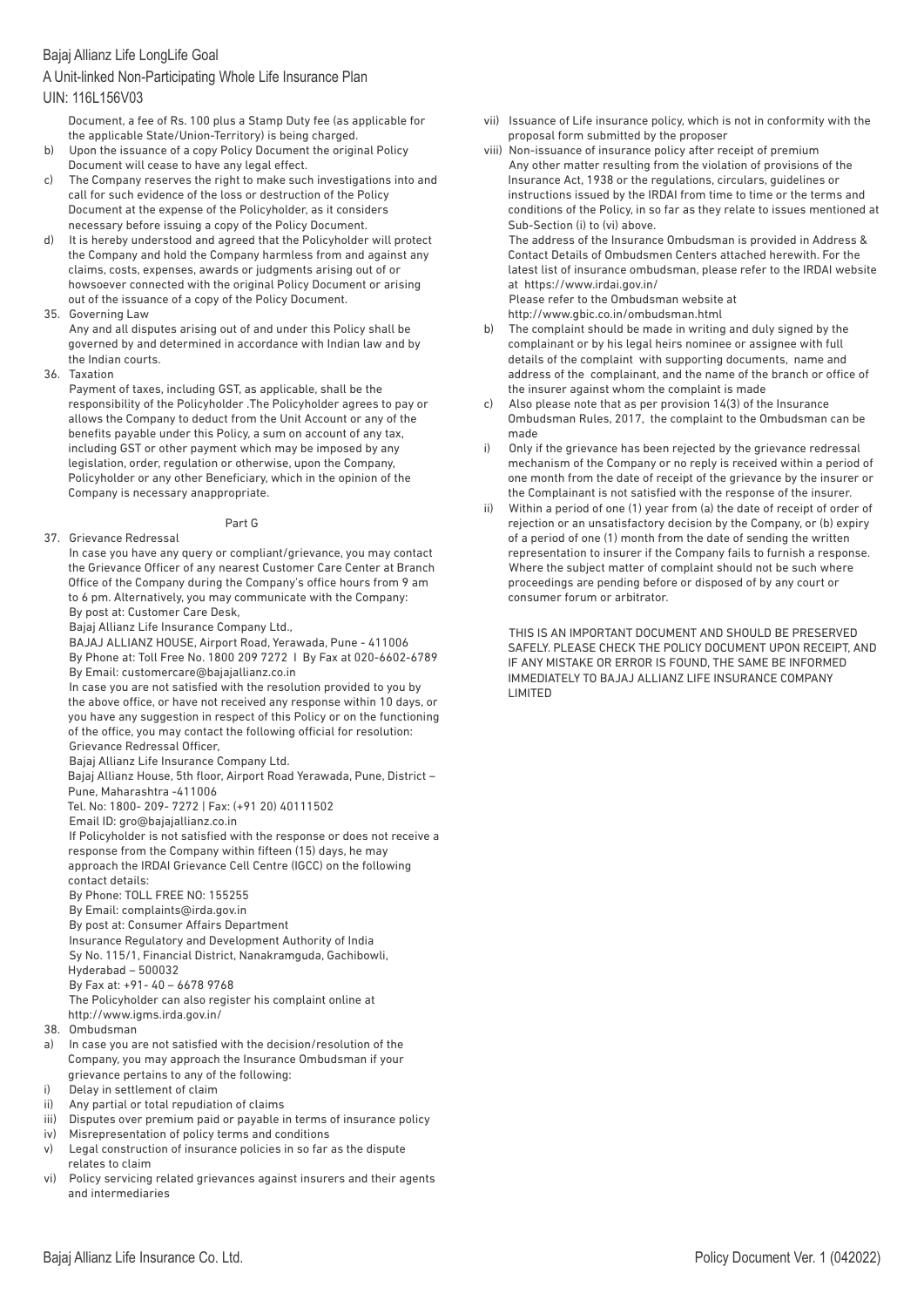Document, a fee of Rs. 100 plus a Stamp Duty fee (as applicable for the applicable State/Union-Territory) is being charged.

b) Upon the issuance of a copy Policy Document the original Policy Document will cease to have any legal effect.

c) The Company reserves the right to make such investigations into and call for such evidence of the loss or destruction of the Policy Document at the expense of the Policyholder, as it considers necessary before issuing a copy of the Policy Document.

d) It is hereby understood and agreed that the Policyholder will protect the Company and hold the Company harmless from and against any claims, costs, expenses, awards or judgments arising out of or howsoever connected with the original Policy Document or arising out of the issuance of a copy of the Policy Document.

35. Governing Law

Any and all disputes arising out of and under this Policy shall be governed by and determined in accordance with Indian law and by the Indian courts.

36. Taxation

Payment of taxes, including GST, as applicable, shall be the responsibility of the Policyholder .The Policyholder agrees to pay or allows the Company to deduct from the Unit Account or any of the benefits payable under this Policy, a sum on account of any tax, including GST or other payment which may be imposed by any legislation, order, regulation or otherwise, upon the Company, Policyholder or any other Beneficiary, which in the opinion of the Company is necessary anappropriate.

## Part G

37. Grievance Redressal

In case you have any query or compliant/grievance, you may contact the Grievance Officer of any nearest Customer Care Center at Branch Office of the Company during the Company's office hours from 9 am to 6 pm. Alternatively, you may communicate with the Company:

By post at: Customer Care Desk,
Bajaj Allianz Life Insurance Company Ltd.,
BAJAJ ALLIANZ HOUSE, Airport Road, Yerawada, Pune - 411006
By Phone at: Toll Free No. 1800 209 7272 I By Fax at 020-6602-6789
By Email: customercare@bajajallianz.co.in

In case you are not satisfied with the resolution provided to you by the above office, or have not received any response within 10 days, or you have any suggestion in respect of this Policy or on the functioning of the office, you may contact the following official for resolution:

Grievance Redressal Officer,
Bajaj Allianz Life Insurance Company Ltd.
Bajaj Allianz House, 5th floor, Airport Road Yerawada, Pune, District – Pune, Maharashtra -411006
Tel. No: 1800- 209- 7272 | Fax: (+91 20) 40111502
Email ID: gro@bajajallianz.co.in

If Policyholder is not satisfied with the response or does not receive a response from the Company within fifteen (15) days, he may approach the IRDAI Grievance Cell Centre (IGCC) on the following contact details:

By Phone: TOLL FREE NO: 155255
By Email: complaints@irda.gov.in
By post at: Consumer Affairs Department
Insurance Regulatory and Development Authority of India
Sy No. 115/1, Financial District, Nanakramguda, Gachibowli, Hyderabad – 500032
By Fax at: +91- 40 – 6678 9768

The Policyholder can also register his complaint online at http://www.igms.irda.gov.in/

38. Ombudsman

a) In case you are not satisfied with the decision/resolution of the Company, you may approach the Insurance Ombudsman if your grievance pertains to any of the following:

i) Delay in settlement of claim
ii) Any partial or total repudiation of claims
iii) Disputes over premium paid or payable in terms of insurance policy
iv) Misrepresentation of policy terms and conditions
v) Legal construction of insurance policies in so far as the dispute relates to claim
vi) Policy servicing related grievances against insurers and their agents and intermediaries
vii) Issuance of Life insurance policy, which is not in conformity with the proposal form submitted by the proposer
viii) Non-issuance of insurance policy after receipt of premium

Any other matter resulting from the violation of provisions of the Insurance Act, 1938 or the regulations, circulars, guidelines or instructions issued by the IRDAI from time to time or the terms and conditions of the Policy, in so far as they relate to issues mentioned at Sub-Section (i) to (vi) above.

The address of the Insurance Ombudsman is provided in Address & Contact Details of Ombudsmen Centers attached herewith. For the latest list of insurance ombudsman, please refer to the IRDAI website at https://www.irdai.gov.in/

Please refer to the Ombudsman website at http://www.gbic.co.in/ombudsman.html

b) The complaint should be made in writing and duly signed by the complainant or by his legal heirs nominee or assignee with full details of the complaint with supporting documents, name and address of the complainant, and the name of the branch or office of the insurer against whom the complaint is made

c) Also please note that as per provision 14(3) of the Insurance Ombudsman Rules, 2017, the complaint to the Ombudsman can be made

i) Only if the grievance has been rejected by the grievance redressal mechanism of the Company or no reply is received within a period of one month from the date of receipt of the grievance by the insurer or the Complainant is not satisfied with the response of the insurer.

ii) Within a period of one (1) year from (a) the date of receipt of order of rejection or an unsatisfactory decision by the Company, or (b) expiry of a period of one (1) month from the date of sending the written representation to insurer if the Company fails to furnish a response. Where the subject matter of complaint should not be such where proceedings are pending before or disposed of by any court or consumer forum or arbitrator.

THIS IS AN IMPORTANT DOCUMENT AND SHOULD BE PRESERVED SAFELY. PLEASE CHECK THE POLICY DOCUMENT UPON RECEIPT, AND IF ANY MISTAKE OR ERROR IS FOUND, THE SAME BE INFORMED IMMEDIATELY TO BAJAJ ALLIANZ LIFE INSURANCE COMPANY LIMITED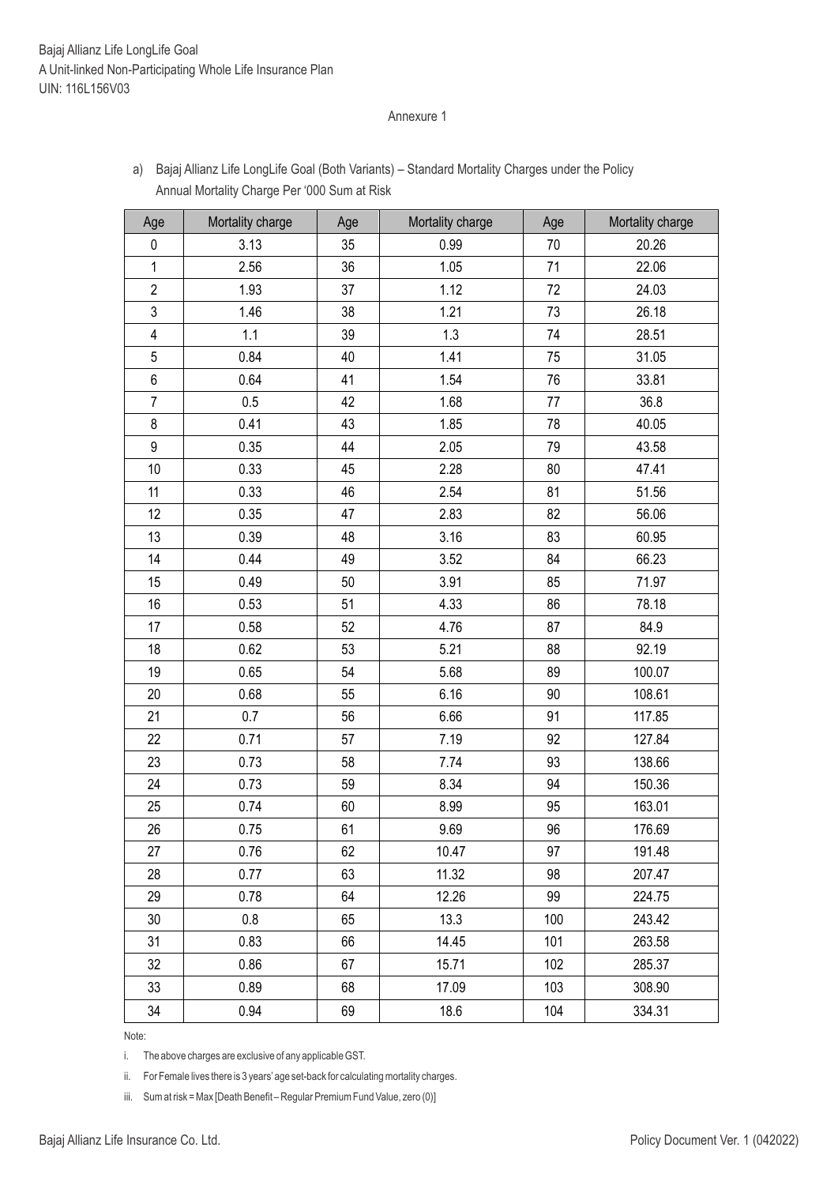Bajaj Allianz Life LongLife Goal
A Unit-linked Non-Participating Whole Life Insurance Plan
UIN: 116L156V03

Annexure 1

a) Bajaj Allianz Life LongLife Goal (Both Variants) – Standard Mortality Charges under the Policy
Annual Mortality Charge Per '000 Sum at Risk

| Age | Mortality charge | Age | Mortality charge | Age | Mortality charge |
|---|---|---|---|---|---|
| 0 | 3.13 | 35 | 0.99 | 70 | 20.26 |
| 1 | 2.56 | 36 | 1.05 | 71 | 22.06 |
| 2 | 1.93 | 37 | 1.12 | 72 | 24.03 |
| 3 | 1.46 | 38 | 1.21 | 73 | 26.18 |
| 4 | 1.1 | 39 | 1.3 | 74 | 28.51 |
| 5 | 0.84 | 40 | 1.41 | 75 | 31.05 |
| 6 | 0.64 | 41 | 1.54 | 76 | 33.81 |
| 7 | 0.5 | 42 | 1.68 | 77 | 36.8 |
| 8 | 0.41 | 43 | 1.85 | 78 | 40.05 |
| 9 | 0.35 | 44 | 2.05 | 79 | 43.58 |
| 10 | 0.33 | 45 | 2.28 | 80 | 47.41 |
| 11 | 0.33 | 46 | 2.54 | 81 | 51.56 |
| 12 | 0.35 | 47 | 2.83 | 82 | 56.06 |
| 13 | 0.39 | 48 | 3.16 | 83 | 60.95 |
| 14 | 0.44 | 49 | 3.52 | 84 | 66.23 |
| 15 | 0.49 | 50 | 3.91 | 85 | 71.97 |
| 16 | 0.53 | 51 | 4.33 | 86 | 78.18 |
| 17 | 0.58 | 52 | 4.76 | 87 | 84.9 |
| 18 | 0.62 | 53 | 5.21 | 88 | 92.19 |
| 19 | 0.65 | 54 | 5.68 | 89 | 100.07 |
| 20 | 0.68 | 55 | 6.16 | 90 | 108.61 |
| 21 | 0.7 | 56 | 6.66 | 91 | 117.85 |
| 22 | 0.71 | 57 | 7.19 | 92 | 127.84 |
| 23 | 0.73 | 58 | 7.74 | 93 | 138.66 |
| 24 | 0.73 | 59 | 8.34 | 94 | 150.36 |
| 25 | 0.74 | 60 | 8.99 | 95 | 163.01 |
| 26 | 0.75 | 61 | 9.69 | 96 | 176.69 |
| 27 | 0.76 | 62 | 10.47 | 97 | 191.48 |
| 28 | 0.77 | 63 | 11.32 | 98 | 207.47 |
| 29 | 0.78 | 64 | 12.26 | 99 | 224.75 |
| 30 | 0.8 | 65 | 13.3 | 100 | 243.42 |
| 31 | 0.83 | 66 | 14.45 | 101 | 263.58 |
| 32 | 0.86 | 67 | 15.71 | 102 | 285.37 |
| 33 | 0.89 | 68 | 17.09 | 103 | 308.90 |
| 34 | 0.94 | 69 | 18.6 | 104 | 334.31 |

Note:

i. The above charges are exclusive of any applicable GST.

ii. For Female lives there is 3 years' age set-back for calculating mortality charges.

iii. Sum at risk = Max [Death Benefit – Regular Premium Fund Value, zero (0)]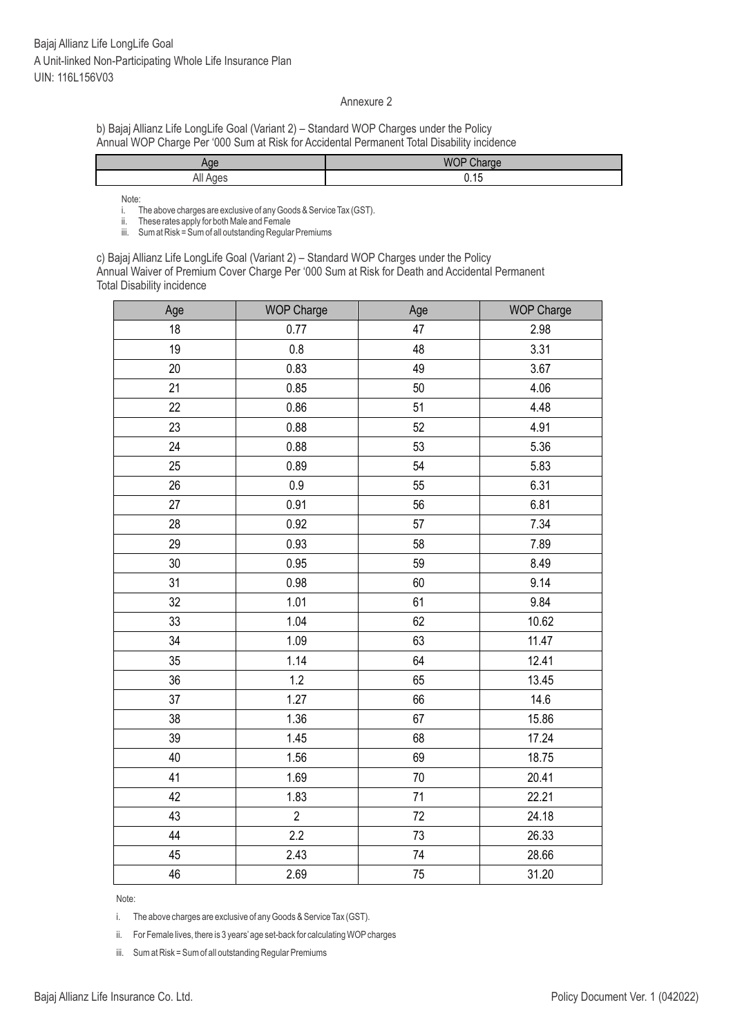Annexure 2

b) Bajaj Allianz Life LongLife Goal (Variant 2) – Standard WOP Charges under the Policy
Annual WOP Charge Per '000 Sum at Risk for Accidental Permanent Total Disability incidence

| Age | WOP Charge |
|---|---|
| All Ages | 0.15 |

Note:

i. The above charges are exclusive of any Goods & Service Tax (GST).

ii. These rates apply for both Male and Female

iii. Sum at Risk = Sum of all outstanding Regular Premiums

c) Bajaj Allianz Life LongLife Goal (Variant 2) – Standard WOP Charges under the Policy
Annual Waiver of Premium Cover Charge Per '000 Sum at Risk for Death and Accidental Permanent Total Disability incidence

| Age | WOP Charge | Age | WOP Charge |
|---|---|---|---|
| 18 | 0.77 | 47 | 2.98 |
| 19 | 0.8 | 48 | 3.31 |
| 20 | 0.83 | 49 | 3.67 |
| 21 | 0.85 | 50 | 4.06 |
| 22 | 0.86 | 51 | 4.48 |
| 23 | 0.88 | 52 | 4.91 |
| 24 | 0.88 | 53 | 5.36 |
| 25 | 0.89 | 54 | 5.83 |
| 26 | 0.9 | 55 | 6.31 |
| 27 | 0.91 | 56 | 6.81 |
| 28 | 0.92 | 57 | 7.34 |
| 29 | 0.93 | 58 | 7.89 |
| 30 | 0.95 | 59 | 8.49 |
| 31 | 0.98 | 60 | 9.14 |
| 32 | 1.01 | 61 | 9.84 |
| 33 | 1.04 | 62 | 10.62 |
| 34 | 1.09 | 63 | 11.47 |
| 35 | 1.14 | 64 | 12.41 |
| 36 | 1.2 | 65 | 13.45 |
| 37 | 1.27 | 66 | 14.6 |
| 38 | 1.36 | 67 | 15.86 |
| 39 | 1.45 | 68 | 17.24 |
| 40 | 1.56 | 69 | 18.75 |
| 41 | 1.69 | 70 | 20.41 |
| 42 | 1.83 | 71 | 22.21 |
| 43 | 2 | 72 | 24.18 |
| 44 | 2.2 | 73 | 26.33 |
| 45 | 2.43 | 74 | 28.66 |
| 46 | 2.69 | 75 | 31.20 |

Note:

i. The above charges are exclusive of any Goods & Service Tax (GST).

ii. For Female lives, there is 3 years' age set-back for calculating WOP charges

iii. Sum at Risk = Sum of all outstanding Regular Premiums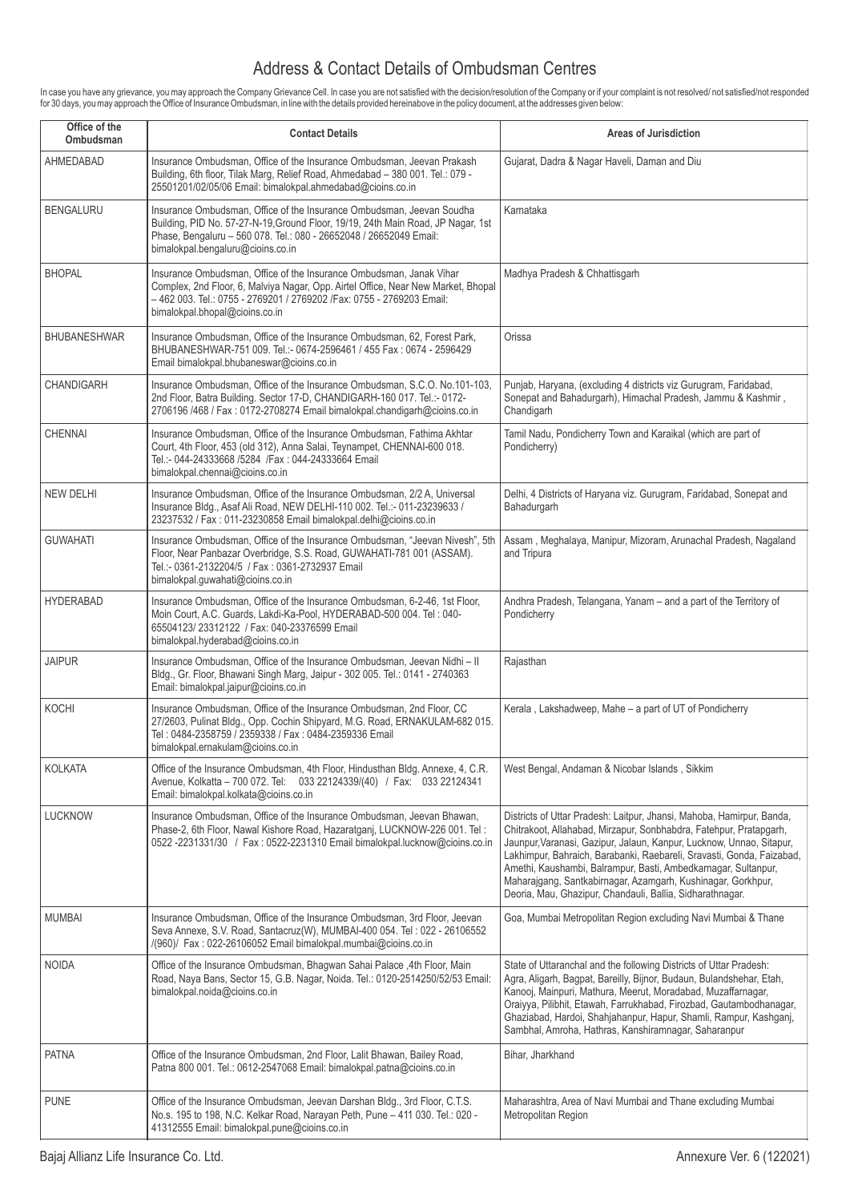# Address & Contact Details of Ombudsman Centres

In case you have any grievance, you may approach the Company Grievance Cell. In case you are not satisfied with the decision/resolution of the Company or if your complaint is not resolved/ not satisfied/not responded for 30 days, you may approach the Office of Insurance Ombudsman, in line with the details provided hereinabove in the policy document, at the addresses given below:

| Office of the Ombudsman | Contact Details | Areas of Jurisdiction |
|---|---|---|
| AHMEDABAD | Insurance Ombudsman, Office of the Insurance Ombudsman, Jeevan Prakash Building, 6th floor, Tilak Marg, Relief Road, Ahmedabad – 380 001. Tel.: 079 - 25501201/02/05/06 Email: bimalokpal.ahmedabad@cioins.co.in | Gujarat, Dadra & Nagar Haveli, Daman and Diu |
| BENGALURU | Insurance Ombudsman, Office of the Insurance Ombudsman, Jeevan Soudha Building, PID No. 57-27-N-19,Ground Floor, 19/19, 24th Main Road, JP Nagar, 1st Phase, Bengaluru – 560 078. Tel.: 080 - 26652048 / 26652049 Email: bimalokpal.bengaluru@cioins.co.in | Karnataka |
| BHOPAL | Insurance Ombudsman, Office of the Insurance Ombudsman, Janak Vihar Complex, 2nd Floor, 6, Malviya Nagar, Opp. Airtel Office, Near New Market, Bhopal – 462 003. Tel.: 0755 - 2769201 / 2769202 /Fax: 0755 - 2769203 Email: bimalokpal.bhopal@cioins.co.in | Madhya Pradesh & Chhattisgarh |
| BHUBANESHWAR | Insurance Ombudsman, Office of the Insurance Ombudsman, 62, Forest Park, BHUBANESHWAR-751 009. Tel.:- 0674-2596461 / 455 Fax : 0674 - 2596429 Email bimalokpal.bhubaneswar@cioins.co.in | Orissa |
| CHANDIGARH | Insurance Ombudsman, Office of the Insurance Ombudsman, S.C.O. No.101-103, 2nd Floor, Batra Building. Sector 17-D, CHANDIGARH-160 017. Tel.:- 0172-2706196 /468 / Fax : 0172-2708274 Email bimalokpal.chandigarh@cioins.co.in | Punjab, Haryana, (excluding 4 districts viz Gurugram, Faridabad, Sonepat and Bahadurgarh), Himachal Pradesh, Jammu & Kashmir , Chandigarh |
| CHENNAI | Insurance Ombudsman, Office of the Insurance Ombudsman, Fathima Akhtar Court, 4th Floor, 453 (old 312), Anna Salai, Teynampet, CHENNAI-600 018. Tel.:- 044-24333668 /5284 /Fax : 044-24333664 Email bimalokpal.chennai@cioins.co.in | Tamil Nadu, Pondicherry Town and Karaikal (which are part of Pondicherry) |
| NEW DELHI | Insurance Ombudsman, Office of the Insurance Ombudsman, 2/2 A, Universal Insurance Bldg., Asaf Ali Road, NEW DELHI-110 002. Tel.:- 011-23239633 / 23237532 / Fax : 011-23230858 Email bimalokpal.delhi@cioins.co.in | Delhi, 4 Districts of Haryana viz. Gurugram, Faridabad, Sonepat and Bahadurgarh |
| GUWAHATI | Insurance Ombudsman, Office of the Insurance Ombudsman, "Jeevan Nivesh", 5th Floor, Near Panbazar Overbridge, S.S. Road, GUWAHATI-781 001 (ASSAM). Tel.:- 0361-2132204/5 / Fax : 0361-2732937 Email bimalokpal.guwahati@cioins.co.in | Assam , Meghalaya, Manipur, Mizoram, Arunachal Pradesh, Nagaland and Tripura |
| HYDERABAD | Insurance Ombudsman, Office of the Insurance Ombudsman, 6-2-46, 1st Floor, Moin Court, A.C. Guards, Lakdi-Ka-Pool, HYDERABAD-500 004. Tel : 040-65504123/ 23312122 / Fax: 040-23376599 Email bimalokpal.hyderabad@cioins.co.in | Andhra Pradesh, Telangana, Yanam – and a part of the Territory of Pondicherry |
| JAIPUR | Insurance Ombudsman, Office of the Insurance Ombudsman, Jeevan Nidhi – II Bldg., Gr. Floor, Bhawani Singh Marg, Jaipur - 302 005. Tel.: 0141 - 2740363 Email: bimalokpal.jaipur@cioins.co.in | Rajasthan |
| KOCHI | Insurance Ombudsman, Office of the Insurance Ombudsman, 2nd Floor, CC 27/2603, Pulinat Bldg., Opp. Cochin Shipyard, M.G. Road, ERNAKULAM-682 015. Tel : 0484-2358759 / 2359338 / Fax : 0484-2359336 Email bimalokpal.ernakulam@cioins.co.in | Kerala , Lakshadweep, Mahe – a part of UT of Pondicherry |
| KOLKATA | Office of the Insurance Ombudsman, 4th Floor, Hindusthan Bldg. Annexe, 4, C.R. Avenue, Kolkatta – 700 072. Tel: 033 22124339/(40) / Fax: 033 22124341 Email: bimalokpal.kolkata@cioins.co.in | West Bengal, Andaman & Nicobar Islands , Sikkim |
| LUCKNOW | Insurance Ombudsman, Office of the Insurance Ombudsman, Jeevan Bhawan, Phase-2, 6th Floor, Nawal Kishore Road, Hazaratganj, LUCKNOW-226 001. Tel : 0522 -2231331/30 / Fax : 0522-2231310 Email bimalokpal.lucknow@cioins.co.in | Districts of Uttar Pradesh: Laitpur, Jhansi, Mahoba, Hamirpur, Banda, Chitrakoot, Allahabad, Mirzapur, Sonbhabdra, Fatehpur, Pratapgarh, Jaunpur,Varanasi, Gazipur, Jalaun, Kanpur, Lucknow, Unnao, Sitapur, Lakhimpur, Bahraich, Barabanki, Raebareli, Sravasti, Gonda, Faizabad, Amethi, Kaushambi, Balrampur, Basti, Ambedkarnagar, Sultanpur, Maharajgang, Santkabirnagar, Azamgarh, Kushinagar, Gorkhpur, Deoria, Mau, Ghazipur, Chandauli, Ballia, Sidharathnagar. |
| MUMBAI | Insurance Ombudsman, Office of the Insurance Ombudsman, 3rd Floor, Jeevan Seva Annexe, S.V. Road, Santacruz(W), MUMBAI-400 054. Tel : 022 - 26106552 /(960)/ Fax : 022-26106052 Email bimalokpal.mumbai@cioins.co.in | Goa, Mumbai Metropolitan Region excluding Navi Mumbai & Thane |
| NOIDA | Office of the Insurance Ombudsman, Bhagwan Sahai Palace ,4th Floor, Main Road, Naya Bans, Sector 15, G.B. Nagar, Noida. Tel.: 0120-2514250/52/53 Email: bimalokpal.noida@cioins.co.in | State of Uttaranchal and the following Districts of Uttar Pradesh: Agra, Aligarh, Bagpat, Bareilly, Bijnor, Budaun, Bulandshehar, Etah, Kanooj, Mainpuri, Mathura, Meerut, Moradabad, Muzaffarnagar, Oraiyya, Pilibhit, Etawah, Farrukhabad, Firozbad, Gautambodhanagar, Ghaziabad, Hardoi, Shahjahanpur, Hapur, Shamli, Rampur, Kashganj, Sambhal, Amroha, Hathras, Kanshiramnagar, Saharanpur |
| PATNA | Office of the Insurance Ombudsman, 2nd Floor, Lalit Bhawan, Bailey Road, Patna 800 001. Tel.: 0612-2547068 Email: bimalokpal.patna@cioins.co.in | Bihar, Jharkhand |
| PUNE | Office of the Insurance Ombudsman, Jeevan Darshan Bldg., 3rd Floor, C.T.S. No.s. 195 to 198, N.C. Kelkar Road, Narayan Peth, Pune – 411 030. Tel.: 020 - 41312555 Email: bimalokpal.pune@cioins.co.in | Maharashtra, Area of Navi Mumbai and Thane excluding Mumbai Metropolitan Region |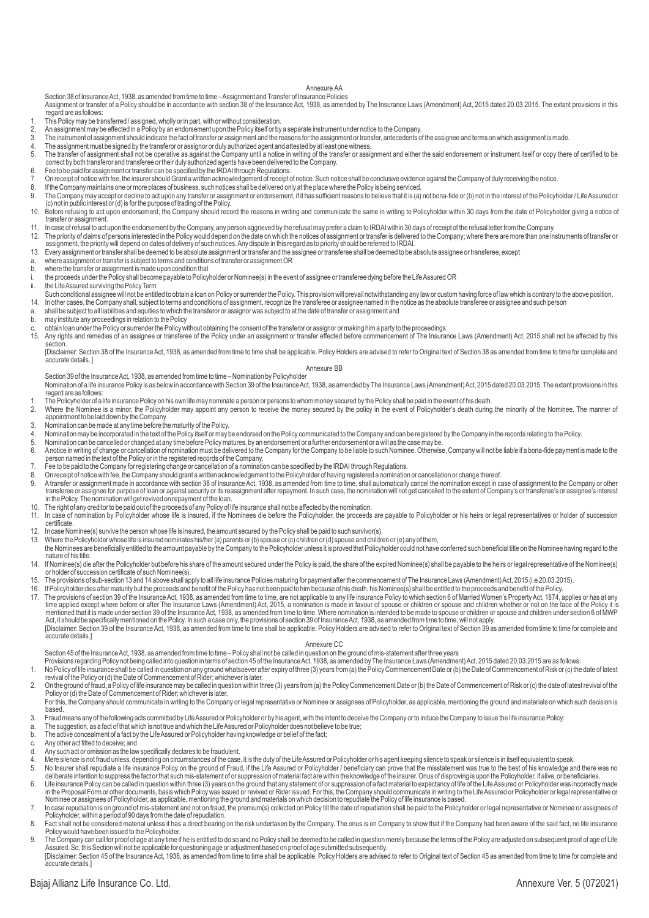# Annexure AA

Section 38 of Insurance Act, 1938, as amended from time to time – Assignment and Transfer of Insurance Policies

Assignment or transfer of a Policy should be in accordance with section 38 of the Insurance Act, 1938, as amended by The Insurance Laws (Amendment) Act, 2015 dated 20.03.2015. The extant provisions in this regard are as follows:

1. This Policy may be transferred / assigned, wholly or in part, with or without consideration.
2. An assignment may be effected in a Policy by an endorsement upon the Policy itself or by a separate instrument under notice to the Company.
3. The instrument of assignment should indicate the fact of transfer or assignment and the reasons for the assignment or transfer, antecedents of the assignee and terms on which assignment is made.
4. The assignment must be signed by the transferor or assignor or duly authorized agent and attested by at least one witness.
5. The transfer of assignment shall not be operative as against the Company until a notice in writing of the transfer or assignment and either the said endorsement or instrument itself or copy there of certified to be correct by both transferor and transferee or their duly authorized agents have been delivered to the Company.
6. Fee to be paid for assignment or transfer can be specified by the IRDAI through Regulations.
7. On receipt of notice with fee, the insurer should Grant a written acknowledgement of receipt of notice. Such notice shall be conclusive evidence against the Company of duly receiving the notice.
8. If the Company maintains one or more places of business, such notices shall be delivered only at the place where the Policy is being serviced.
9. The Company may accept or decline to act upon any transfer or assignment or endorsement, if it has sufficient reasons to believe that it is (a) not bona-fide or (b) not in the interest of the Policyholder / Life Assured or (c) not in public interest or (d) is for the purpose of trading of the Policy.
10. Before refusing to act upon endorsement, the Company should record the reasons in writing and communicate the same in writing to Policyholder within 30 days from the date of Policyholder giving a notice of transfer or assignment.
11. In case of refusal to act upon the endorsement by the Company, any person aggrieved by the refusal may prefer a claim to IRDAI within 30 days of receipt of the refusal letter from the Company.
12. The priority of claims of persons interested in the Policy would depend on the date on which the notices of assignment or transfer is delivered to the Company; where there are more than one instruments of transfer or assignment, the priority will depend on dates of delivery of such notices. Any dispute in this regard as to priority should be referred to IRDAI.
13. Every assignment or transfer shall be deemed to be absolute assignment or transfer and the assignee or transferee shall be deemed to be absolute assignee or transferee, except
    a. where assignment or transfer is subject to terms and conditions of transfer or assignment OR
    b. where the transfer or assignment is made upon condition that
       i. the proceeds under the Policy shall become payable to Policyholder or Nominee(s) in the event of assignee or transferee dying before the Life Assured OR
       ii. the Life Assured surviving the Policy Term

    Such conditional assignee will not be entitled to obtain a loan on Policy or surrender the Policy. This provision will prevail notwithstanding any law or custom having force of law which is contrary to the above position.
14. In other cases, the Company shall, subject to terms and conditions of assignment, recognize the transferee or assignee named in the notice as the absolute transferee or assignee and such person
    a. shall be subject to all liabilities and equities to which the transferor or assignor was subject to at the date of transfer or assignment and
    b. may institute any proceedings in relation to the Policy
    c. obtain loan under the Policy or surrender the Policy without obtaining the consent of the transferor or assignor or making him a party to the proceedings
15. Any rights and remedies of an assignee or transferee of the Policy under an assignment or transfer effected before commencement of The Insurance Laws (Amendment) Act, 2015 shall not be affected by this section.

[Disclaimer: Section 38 of the Insurance Act, 1938, as amended from time to time shall be applicable. Policy Holders are advised to refer to Original text of Section 38 as amended from time to time for complete and accurate details. ]

# Annexure BB

Section 39 of the Insurance Act, 1938, as amended from time to time – Nomination by Policyholder

Nomination of a life insurance Policy is as below in accordance with Section 39 of the Insurance Act, 1938, as amended by The Insurance Laws (Amendment) Act, 2015 dated 20.03.2015. The extant provisions in this regard are as follows:

1. The Policyholder of a life insurance Policy on his own life may nominate a person or persons to whom money secured by the Policy shall be paid in the event of his death.
2. Where the Nominee is a minor, the Policyholder may appoint any person to receive the money secured by the policy in the event of Policyholder's death during the minority of the Nominee. The manner of appointment to be laid down by the Company.
3. Nomination can be made at any time before the maturity of the Policy.
4. Nomination may be incorporated in the text of the Policy itself or may be endorsed on the Policy communicated to the Company and can be registered by the Company in the records relating to the Policy.
5. Nomination can be cancelled or changed at any time before Policy matures, by an endorsement or a further endorsement or a will as the case may be.
6. A notice in writing of change or cancellation of nomination must be delivered to the Company for the Company to be liable to such Nominee. Otherwise, Company will not be liable if a bona-fide payment is made to the person named in the text of the Policy or in the registered records of the Company.
7. Fee to be paid to the Company for registering change or cancellation of a nomination can be specified by the IRDAI through Regulations.
8. On receipt of notice with fee, the Company should grant a written acknowledgement to the Policyholder of having registered a nomination or cancellation or change thereof.
9. A transfer or assignment made in accordance with section 38 of Insurance Act, 1938, as amended from time to time, shall automatically cancel the nomination except in case of assignment to the Company or other transferee or assignee for purpose of loan or against security or its reassignment after repayment. In such case, the nomination will not get cancelled to the extent of Company's or transferee's or assignee's interest in the Policy. The nomination will get revived on repayment of the loan.
10. The right of any creditor to be paid out of the proceeds of any Policy of life insurance shall not be affected by the nomination.
11. In case of nomination by Policyholder whose life is insured, if the Nominees die before the Policyholder, the proceeds are payable to Policyholder or his heirs or legal representatives or holder of succession certificate.
12. In case Nominee(s) survive the person whose life is insured, the amount secured by the Policy shall be paid to such survivor(s).
13. Where the Policyholder whose life is insured nominates his/her (a) parents or (b) spouse or (c) children or (d) spouse and children or (e) any of them,

    the Nominees are beneficially entitled to the amount payable by the Company to the Policyholder unless it is proved that Policyholder could not have conferred such beneficial title on the Nominee having regard to the nature of his title.
14. If Nominee(s) die after the Policyholder but before his share of the amount secured under the Policy is paid, the share of the expired Nominee(s) shall be payable to the heirs or legal representative of the Nominee(s) or holder of succession certificate of such Nominee(s).
15. The provisions of sub-section 13 and 14 above shall apply to all life insurance Policies maturing for payment after the commencement of The Insurance Laws (Amendment) Act, 2015 (i.e 20.03.2015).
16. If Policyholder dies after maturity but the proceeds and benefit of the Policy has not been paid to him because of his death, his Nominee(s) shall be entitled to the proceeds and benefit of the Policy.
17. The provisions of section 39 of the Insurance Act, 1938, as amended from time to time, are not applicable to any life insurance Policy to which section 6 of Married Women's Property Act, 1874, applies or has at any time applied except where before or after The Insurance Laws (Amendment) Act, 2015, a nomination is made in favour of spouse or children or spouse and children whether or not on the face of the Policy it is mentioned that it is made under section 39 of the Insurance Act, 1938, as amended from time to time. Where nomination is intended to be made to spouse or children or spouse and children under section 6 of MWP Act, it should be specifically mentioned on the Policy. In such a case only, the provisions of section 39 of Insurance Act, 1938, as amended from time to time, will not apply.

[Disclaimer: Section 39 of the Insurance Act, 1938, as amended from time to time shall be applicable. Policy Holders are advised to refer to Original text of Section 39 as amended from time to time for complete and accurate details.]

# Annexure CC

Section 45 of the Insurance Act, 1938, as amended from time to time – Policy shall not be called in question on the ground of mis-statement after three years

Provisions regarding Policy not being called into question in terms of section 45 of the Insurance Act, 1938, as amended by The Insurance Laws (Amendment) Act, 2015 dated 20.03.2015 are as follows:

1. No Policy of life insurance shall be called in question on any ground whatsoever after expiry of three (3) years from (a) the Policy Commencement Date or (b) the Date of Commencement of Risk or (c) the date of latest revival of the Policy or (d) the Date of Commencement of Rider; whichever is later.
2. On the ground of fraud, a Policy of life insurance may be called in question within three (3) years from (a) the Policy Commencement Date or (b) the Date of Commencement of Risk or (c) the date of latest revival of the Policy or (d) the Date of Commencement of Rider; whichever is later.

   For this, the Company should communicate in writing to the Company or legal representative or Nominee or assignees of Policyholder, as applicable, mentioning the ground and materials on which such decision is based.
3. Fraud means any of the following acts committed by Life Assured or Policyholder or by his agent, with the intent to deceive the Company or to induce the Company to issue the life insurance Policy:
   a. The suggestion, as a fact of that which is not true and which the Life Assured or Policyholder does not believe to be true;
   b. The active concealment of a fact by the Life Assured or Policyholder having knowledge or belief of the fact;
   c. Any other act fitted to deceive; and
   d. Any such act or omission as the law specifically declares to be fraudulent.
4. Mere silence is not fraud unless, depending on circumstances of the case, it is the duty of the Life Assured or Policyholder or his agent keeping silence to speak or silence is in itself equivalent to speak.
5. No Insurer shall repudiate a life insurance Policy on the ground of Fraud, if the Life Assured or Policyholder / beneficiary can prove that the misstatement was true to the best of his knowledge and there was no deliberate intention to suppress the fact or that such mis-statement of or suppression of material fact are within the knowledge of the insurer. Onus of disproving is upon the Policyholder, if alive, or beneficiaries.
6. Life insurance Policy can be called in question within three (3) years on the ground that any statement of or suppression of a fact material to expectancy of life of the Life Assured or Policyholder was incorrectly made in the Proposal Form or other documents, basis which Policy was issued or revived or Rider issued. For this, the Company should communicate in writing to the Life Assured or Policyholder or legal representative or Nominee or assignees of Policyholder, as applicable, mentioning the ground and materials on which decision to repudiate the Policy of life insurance is based.
7. In case repudiation is on ground of mis-statement and not on fraud, the premium(s) collected on Policy till the date of repudiation shall be paid to the Policyholder or legal representative or Nominee or assignees of Policyholder, within a period of 90 days from the date of repudiation.
8. Fact shall not be considered material unless it has a direct bearing on the risk undertaken by the Company. The onus is on Company to show that if the Company had been aware of the said fact, no life insurance Policy would have been issued to the Policyholder.
9. The Company can call for proof of age at any time if he is entitled to do so and no Policy shall be deemed to be called in question merely because the terms of the Policy are adjusted on subsequent proof of age of Life Assured. So, this Section will not be applicable for questioning age or adjustment based on proof of age submitted subsequently.

[Disclaimer: Section 45 of the Insurance Act, 1938, as amended from time to time shall be applicable. Policy Holders are advised to refer to Original text of Section 45 as amended from time to time for complete and accurate details.]